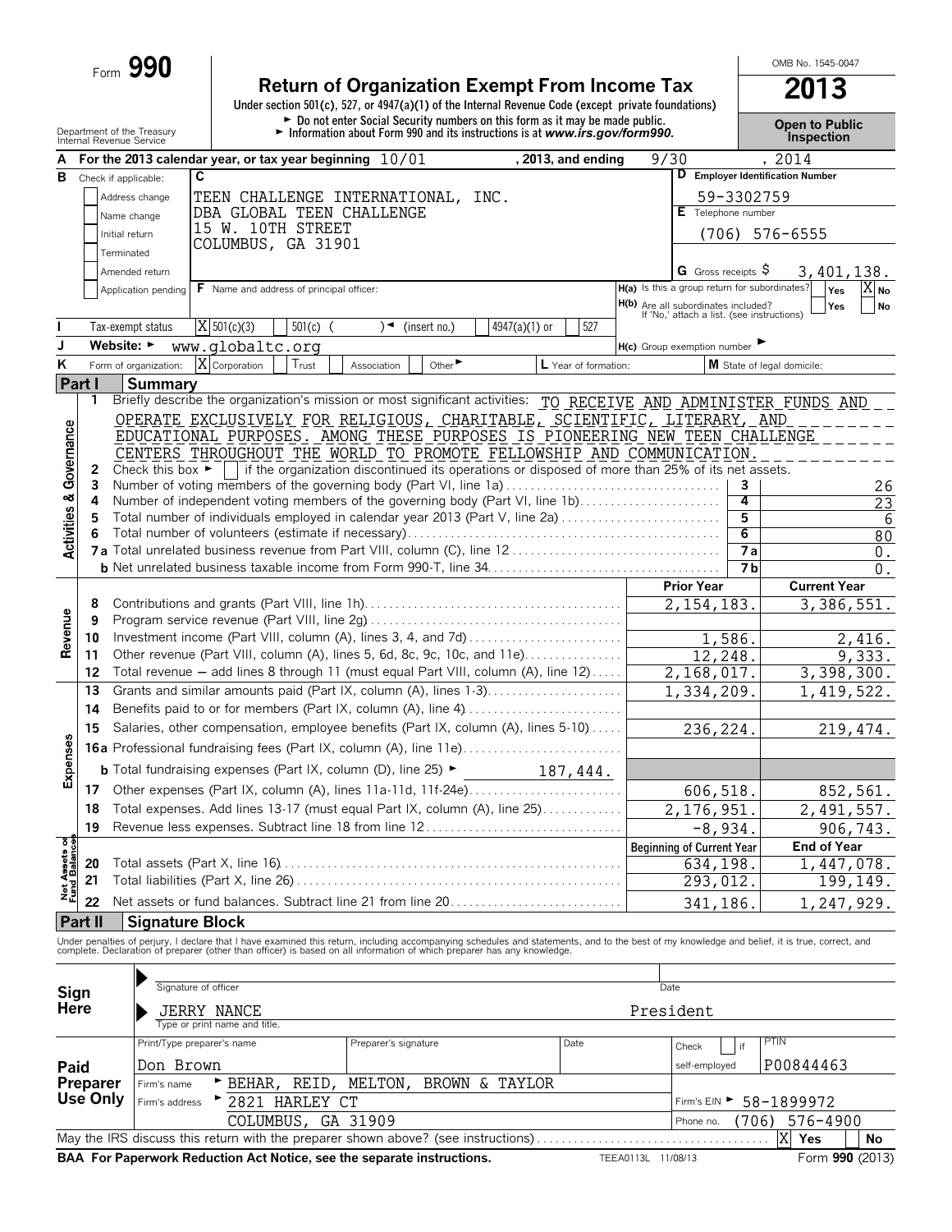Form **990**

# Return of Organization Exempt From Income Tax

**2013**

OMB No. 1545-0047

Under section 501(c), 527, or 4947(a)(1) of the Internal Revenue Code (except private foundations)

► Do not enter Social Security numbers on this form as it may be made public.

► Information about Form 990 and its instructions is at *www.irs.gov/form990*.

Department of the Treasury
Internal Revenue Service

**Open to Public Inspection**

**A** For the 2013 calendar year, or tax year beginning 10/01 , 2013, and ending 9/30 , 2014

**B** Check if applicable:
- [ ] Address change
- [ ] Name change
- [ ] Initial return
- [ ] Terminated
- [ ] Amended return
- [ ] Application pending

**C** TEEN CHALLENGE INTERNATIONAL, INC.
DBA GLOBAL TEEN CHALLENGE
15 W. 10TH STREET
COLUMBUS, GA 31901

**D** Employer Identification Number: 59-3302759

**E** Telephone number: (706) 576-6555

**G** Gross receipts $ 3,401,138.

**F** Name and address of principal officer:

**H(a)** Is this a group return for subordinates? [ ] Yes [X] No

**H(b)** Are all subordinates included? [ ] Yes [ ] No
If 'No,' attach a list. (see instructions)

**I** Tax-exempt status [X] 501(c)(3) [ ] 501(c) ( ) ◄ (insert no.) [ ] 4947(a)(1) or [ ] 527

**J** Website: ► www.globaltc.org

**H(c)** Group exemption number ►

**K** Form of organization: [X] Corporation [ ] Trust [ ] Association [ ] Other ►

**L** Year of formation:

**M** State of legal domicile:

## Part I Summary

**Activities & Governance**

1 Briefly describe the organization's mission or most significant activities: TO RECEIVE AND ADMINISTER FUNDS AND OPERATE EXCLUSIVELY FOR RELIGIOUS, CHARITABLE, SCIENTIFIC, LITERARY, AND EDUCATIONAL PURPOSES. AMONG THESE PURPOSES IS PIONEERING NEW TEEN CHALLENGE CENTERS THROUGHOUT THE WORLD TO PROMOTE FELLOWSHIP AND COMMUNICATION.

2 Check this box ► [ ] if the organization discontinued its operations or disposed of more than 25% of its net assets.

| | | | |
|---|---|---|---|
| 3 | Number of voting members of the governing body (Part VI, line 1a) | 3 | 26 |
| 4 | Number of independent voting members of the governing body (Part VI, line 1b) | 4 | 23 |
| 5 | Total number of individuals employed in calendar year 2013 (Part V, line 2a) | 5 | 6 |
| 6 | Total number of volunteers (estimate if necessary) | 6 | 80 |
| 7a | Total unrelated business revenue from Part VIII, column (C), line 12 | 7a | 0. |
| b | Net unrelated business taxable income from Form 990-T, line 34 | 7b | 0. |

| | | | Prior Year | Current Year |
|---|---|---|---|---|
| **Revenue** | 8 | Contributions and grants (Part VIII, line 1h) | 2,154,183. | 3,386,551. |
| | 9 | Program service revenue (Part VIII, line 2g) | | |
| | 10 | Investment income (Part VIII, column (A), lines 3, 4, and 7d) | 1,586. | 2,416. |
| | 11 | Other revenue (Part VIII, column (A), lines 5, 6d, 8c, 9c, 10c, and 11e) | 12,248. | 9,333. |
| | 12 | Total revenue – add lines 8 through 11 (must equal Part VIII, column (A), line 12) | 2,168,017. | 3,398,300. |
| **Expenses** | 13 | Grants and similar amounts paid (Part IX, column (A), lines 1-3) | 1,334,209. | 1,419,522. |
| | 14 | Benefits paid to or for members (Part IX, column (A), line 4) | | |
| | 15 | Salaries, other compensation, employee benefits (Part IX, column (A), lines 5-10) | 236,224. | 219,474. |
| | 16a | Professional fundraising fees (Part IX, column (A), line 11e) | | |
| | b | Total fundraising expenses (Part IX, column (D), line 25) ► 187,444. | | |
| | 17 | Other expenses (Part IX, column (A), lines 11a-11d, 11f-24e) | 606,518. | 852,561. |
| | 18 | Total expenses. Add lines 13-17 (must equal Part IX, column (A), line 25) | 2,176,951. | 2,491,557. |
| | 19 | Revenue less expenses. Subtract line 18 from line 12 | -8,934. | 906,743. |

| | | | Beginning of Current Year | End of Year |
|---|---|---|---|---|
| **Net Assets or Fund Balances** | 20 | Total assets (Part X, line 16) | 634,198. | 1,447,078. |
| | 21 | Total liabilities (Part X, line 26) | 293,012. | 199,149. |
| | 22 | Net assets or fund balances. Subtract line 21 from line 20 | 341,186. | 1,247,929. |

## Part II Signature Block

Under penalties of perjury, I declare that I have examined this return, including accompanying schedules and statements, and to the best of my knowledge and belief, it is true, correct, and complete. Declaration of preparer (other than officer) is based on all information of which preparer has any knowledge.

**Sign Here**

► Signature of officer — Date

► JERRY NANCE — President
Type or print name and title.

**Paid Preparer Use Only**

| Print/Type preparer's name | Preparer's signature | Date | Check [ ] if self-employed | PTIN |
|---|---|---|---|---|
| Don Brown | | | | P00844463 |

Firm's name ► BEHAR, REID, MELTON, BROWN & TAYLOR — Firm's EIN ► 58-1899972

Firm's address ► 2821 HARLEY CT, COLUMBUS, GA 31909 — Phone no. (706) 576-4900

May the IRS discuss this return with the preparer shown above? (see instructions) [X] Yes [ ] No

**BAA For Paperwork Reduction Act Notice, see the separate instructions.** TEEA0113L 11/08/13 Form **990** (2013)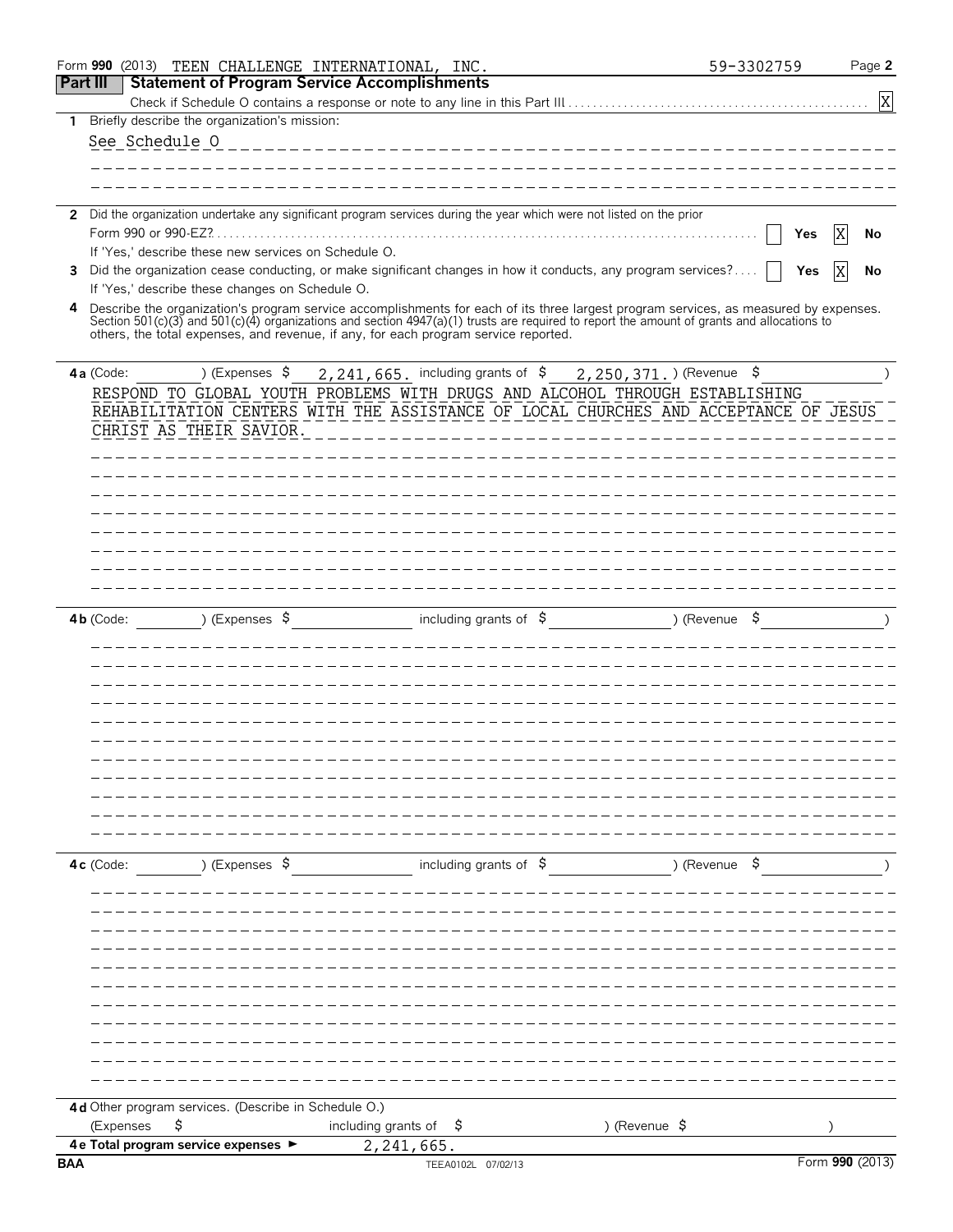Form **990** (2013) TEEN CHALLENGE INTERNATIONAL, INC. 59-3302759 Page **2**

## Part III Statement of Program Service Accomplishments

Check if Schedule O contains a response or note to any line in this Part III .......... [X]

**1** Briefly describe the organization's mission:

See Schedule O

**2** Did the organization undertake any significant program services during the year which were not listed on the prior Form 990 or 990-EZ? .......... [ ] Yes [X] No

If 'Yes,' describe these new services on Schedule O.

**3** Did the organization cease conducting, or make significant changes in how it conducts, any program services? .... [ ] Yes [X] No

If 'Yes,' describe these changes on Schedule O.

**4** Describe the organization's program service accomplishments for each of its three largest program services, as measured by expenses. Section 501(c)(3) and 501(c)(4) organizations and section 4947(a)(1) trusts are required to report the amount of grants and allocations to others, the total expenses, and revenue, if any, for each program service reported.

**4a** (Code: ) (Expenses $ 2,241,665. including grants of $ 2,250,371. ) (Revenue $ )

RESPOND TO GLOBAL YOUTH PROBLEMS WITH DRUGS AND ALCOHOL THROUGH ESTABLISHING REHABILITATION CENTERS WITH THE ASSISTANCE OF LOCAL CHURCHES AND ACCEPTANCE OF JESUS CHRIST AS THEIR SAVIOR.

**4b** (Code: ) (Expenses $ including grants of $ ) (Revenue $ )

**4c** (Code: ) (Expenses $ including grants of $ ) (Revenue $ )

**4d** Other program services. (Describe in Schedule O.)

(Expenses $ including grants of $ ) (Revenue $ )

**4e Total program service expenses ►** 2,241,665.

BAA TEEA0102L 07/02/13 Form **990** (2013)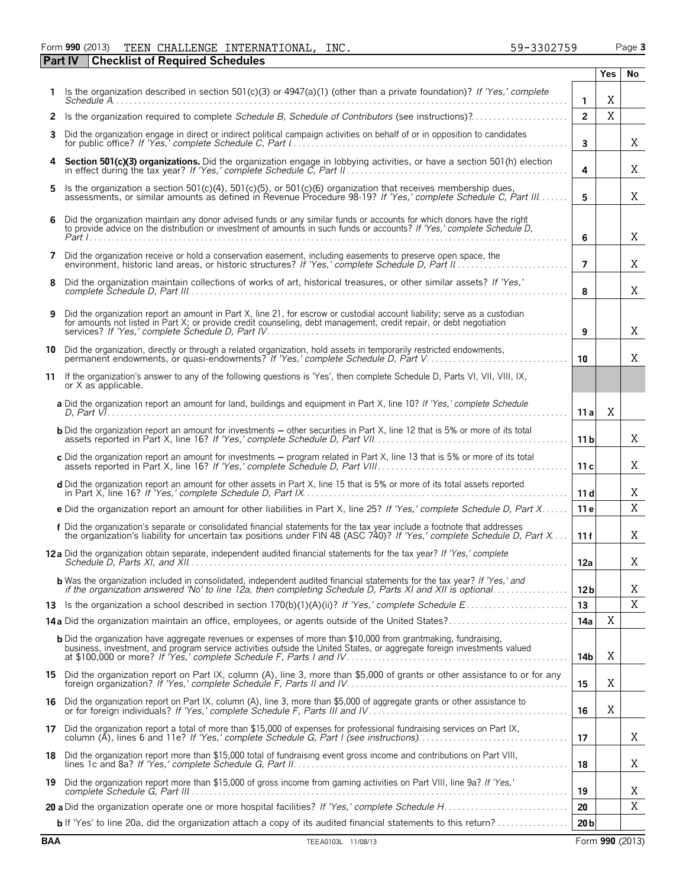Form **990** (2013) TEEN CHALLENGE INTERNATIONAL, INC. 59-3302759 Page **3**

## Part IV Checklist of Required Schedules

| | | | Yes | No |
|---|---|---|---|---|
| **1** | Is the organization described in section 501(c)(3) or 4947(a)(1) (other than a private foundation)? *If 'Yes,' complete Schedule A* | **1** | X | |
| **2** | Is the organization required to complete *Schedule B, Schedule of Contributors* (see instructions)? | **2** | X | |
| **3** | Did the organization engage in direct or indirect political campaign activities on behalf of or in opposition to candidates for public office? *If 'Yes,' complete Schedule C, Part I* | **3** | | X |
| **4** | **Section 501(c)(3) organizations.** Did the organization engage in lobbying activities, or have a section 501(h) election in effect during the tax year? *If 'Yes,' complete Schedule C, Part II* | **4** | | X |
| **5** | Is the organization a section 501(c)(4), 501(c)(5), or 501(c)(6) organization that receives membership dues, assessments, or similar amounts as defined in Revenue Procedure 98-19? *If 'Yes,' complete Schedule C, Part III* | **5** | | X |
| **6** | Did the organization maintain any donor advised funds or any similar funds or accounts for which donors have the right to provide advice on the distribution or investment of amounts in such funds or accounts? *If 'Yes,' complete Schedule D, Part I* | **6** | | X |
| **7** | Did the organization receive or hold a conservation easement, including easements to preserve open space, the environment, historic land areas, or historic structures? *If 'Yes,' complete Schedule D, Part II* | **7** | | X |
| **8** | Did the organization maintain collections of works of art, historical treasures, or other similar assets? *If 'Yes,' complete Schedule D, Part III* | **8** | | X |
| **9** | Did the organization report an amount in Part X, line 21, for escrow or custodial account liability; serve as a custodian for amounts not listed in Part X; or provide credit counseling, debt management, credit repair, or debt negotiation services? *If 'Yes,' complete Schedule D, Part IV* | **9** | | X |
| **10** | Did the organization, directly or through a related organization, hold assets in temporarily restricted endowments, permanent endowments, or quasi-endowments? *If 'Yes,' complete Schedule D, Part V* | **10** | | X |
| **11** | If the organization's answer to any of the following questions is 'Yes', then complete Schedule D, Parts VI, VII, VIII, IX, or X as applicable. | | | |
| | **a** Did the organization report an amount for land, buildings and equipment in Part X, line 10? *If 'Yes,' complete Schedule D, Part VI* | **11 a** | X | |
| | **b** Did the organization report an amount for investments – other securities in Part X, line 12 that is 5% or more of its total assets reported in Part X, line 16? *If 'Yes,' complete Schedule D, Part VII* | **11 b** | | X |
| | **c** Did the organization report an amount for investments – program related in Part X, line 13 that is 5% or more of its total assets reported in Part X, line 16? *If 'Yes,' complete Schedule D, Part VIII* | **11 c** | | X |
| | **d** Did the organization report an amount for other assets in Part X, line 15 that is 5% or more of its total assets reported in Part X, line 16? *If 'Yes,' complete Schedule D, Part IX* | **11 d** | | X |
| | **e** Did the organization report an amount for other liabilities in Part X, line 25? *If 'Yes,' complete Schedule D, Part X* | **11 e** | | X |
| | **f** Did the organization's separate or consolidated financial statements for the tax year include a footnote that addresses the organization's liability for uncertain tax positions under FIN 48 (ASC 740)? *If 'Yes,' complete Schedule D, Part X* | **11 f** | | X |
| **12 a** | Did the organization obtain separate, independent audited financial statements for the tax year? *If 'Yes,' complete Schedule D, Parts XI, and XII* | **12a** | | X |
| | **b** Was the organization included in consolidated, independent audited financial statements for the tax year? *If 'Yes,' and if the organization answered 'No' to line 12a, then completing Schedule D, Parts XI and XII is optional* | **12 b** | | X |
| **13** | Is the organization a school described in section 170(b)(1)(A)(ii)? *If 'Yes,' complete Schedule E* | **13** | | X |
| **14 a** | Did the organization maintain an office, employees, or agents outside of the United States? | **14a** | X | |
| | **b** Did the organization have aggregate revenues or expenses of more than $10,000 from grantmaking, fundraising, business, investment, and program service activities outside the United States, or aggregate foreign investments valued at $100,000 or more? *If 'Yes,' complete Schedule F, Parts I and IV* | **14b** | X | |
| **15** | Did the organization report on Part IX, column (A), line 3, more than $5,000 of grants or other assistance to or for any foreign organization? *If 'Yes,' complete Schedule F, Parts II and IV* | **15** | X | |
| **16** | Did the organization report on Part IX, column (A), line 3, more than $5,000 of aggregate grants or other assistance to or for foreign individuals? *If 'Yes,' complete Schedule F, Parts III and IV* | **16** | X | |
| **17** | Did the organization report a total of more than $15,000 of expenses for professional fundraising services on Part IX, column (A), lines 6 and 11e? *If 'Yes,' complete Schedule G, Part I (see instructions)* | **17** | | X |
| **18** | Did the organization report more than $15,000 total of fundraising event gross income and contributions on Part VIII, lines 1c and 8a? *If 'Yes,' complete Schedule G, Part II* | **18** | | X |
| **19** | Did the organization report more than $15,000 of gross income from gaming activities on Part VIII, line 9a? *If 'Yes,' complete Schedule G, Part III* | **19** | | X |
| **20 a** | Did the organization operate one or more hospital facilities? *If 'Yes,' complete Schedule H* | **20** | | X |
| | **b** If 'Yes' to line 20a, did the organization attach a copy of its audited financial statements to this return? | **20 b** | | |

BAA TEEA0103L 11/08/13 Form **990** (2013)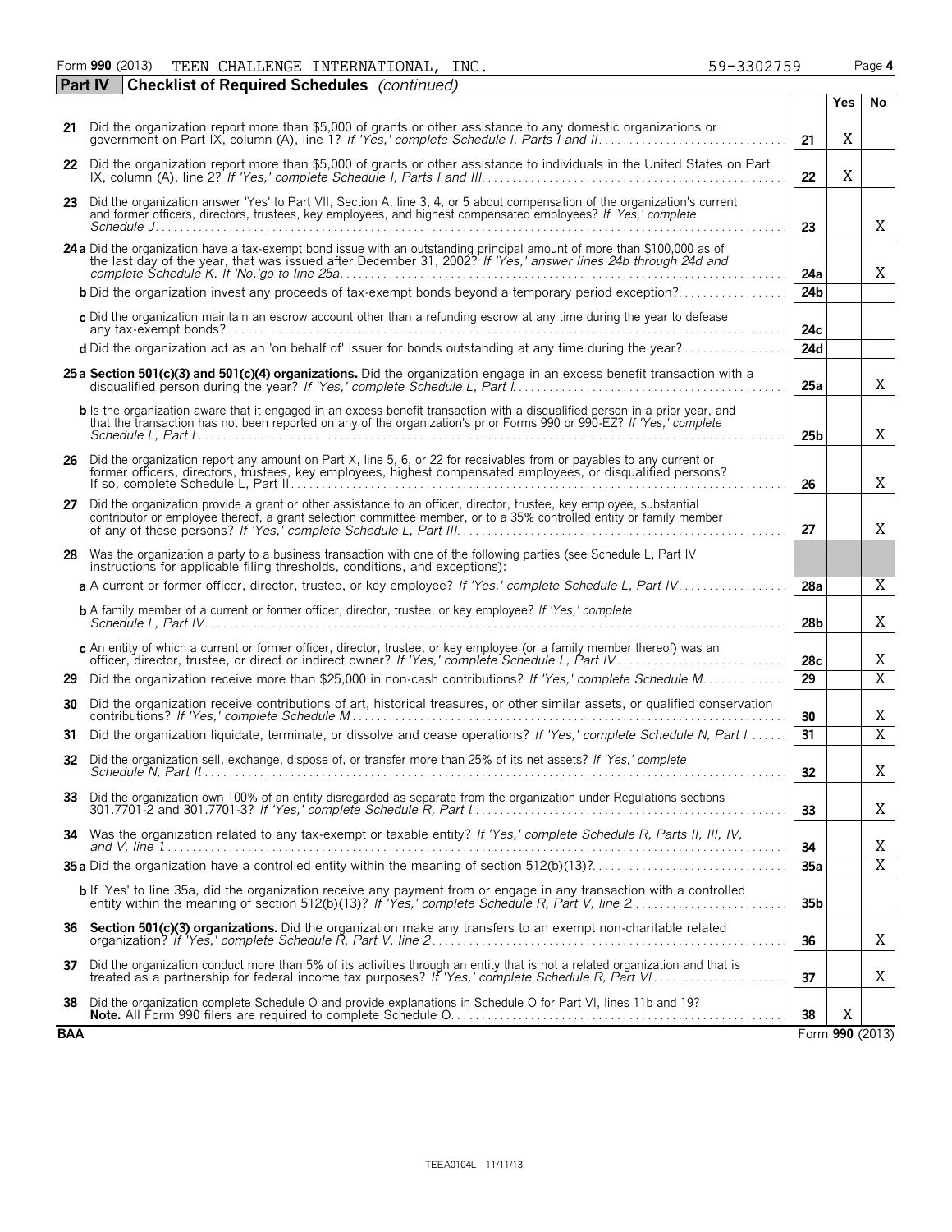Form **990** (2013) TEEN CHALLENGE INTERNATIONAL, INC. 59-3302759

## Part IV Checklist of Required Schedules *(continued)*

| | | | Yes | No |
|---|---|---|---|---|
| **21** | Did the organization report more than $5,000 of grants or other assistance to any domestic organizations or government on Part IX, column (A), line 1? *If 'Yes,' complete Schedule I, Parts I and II* | **21** | X | |
| **22** | Did the organization report more than $5,000 of grants or other assistance to individuals in the United States on Part IX, column (A), line 2? *If 'Yes,' complete Schedule I, Parts I and III* | **22** | X | |
| **23** | Did the organization answer 'Yes' to Part VII, Section A, line 3, 4, or 5 about compensation of the organization's current and former officers, directors, trustees, key employees, and highest compensated employees? *If 'Yes,' complete Schedule J* | **23** | | X |
| **24 a** | Did the organization have a tax-exempt bond issue with an outstanding principal amount of more than $100,000 as of the last day of the year, that was issued after December 31, 2002? *If 'Yes,' answer lines 24b through 24d and complete Schedule K. If 'No,'go to line 25a* | **24a** | | X |
| **b** | Did the organization invest any proceeds of tax-exempt bonds beyond a temporary period exception? | **24b** | | |
| **c** | Did the organization maintain an escrow account other than a refunding escrow at any time during the year to defease any tax-exempt bonds? | **24c** | | |
| **d** | Did the organization act as an 'on behalf of' issuer for bonds outstanding at any time during the year? | **24d** | | |
| **25 a** | **Section 501(c)(3) and 501(c)(4) organizations.** Did the organization engage in an excess benefit transaction with a disqualified person during the year? *If 'Yes,' complete Schedule L, Part I* | **25a** | | X |
| **b** | Is the organization aware that it engaged in an excess benefit transaction with a disqualified person in a prior year, and that the transaction has not been reported on any of the organization's prior Forms 990 or 990-EZ? *If 'Yes,' complete Schedule L, Part I* | **25b** | | X |
| **26** | Did the organization report any amount on Part X, line 5, 6, or 22 for receivables from or payables to any current or former officers, directors, trustees, key employees, highest compensated employees, or disqualified persons? If so, complete Schedule L, Part II | **26** | | X |
| **27** | Did the organization provide a grant or other assistance to an officer, director, trustee, key employee, substantial contributor or employee thereof, a grant selection committee member, or to a 35% controlled entity or family member of any of these persons? *If 'Yes,' complete Schedule L, Part III* | **27** | | X |
| **28** | Was the organization a party to a business transaction with one of the following parties (see Schedule L, Part IV instructions for applicable filing thresholds, conditions, and exceptions): | | | |
| **a** | A current or former officer, director, trustee, or key employee? *If 'Yes,' complete Schedule L, Part IV* | **28a** | | X |
| **b** | A family member of a current or former officer, director, trustee, or key employee? *If 'Yes,' complete Schedule L, Part IV* | **28b** | | X |
| **c** | An entity of which a current or former officer, director, trustee, or key employee (or a family member thereof) was an officer, director, trustee, or direct or indirect owner? *If 'Yes,' complete Schedule L, Part IV* | **28c** | | X |
| **29** | Did the organization receive more than $25,000 in non-cash contributions? *If 'Yes,' complete Schedule M* | **29** | | X |
| **30** | Did the organization receive contributions of art, historical treasures, or other similar assets, or qualified conservation contributions? *If 'Yes,' complete Schedule M* | **30** | | X |
| **31** | Did the organization liquidate, terminate, or dissolve and cease operations? *If 'Yes,' complete Schedule N, Part I* | **31** | | X |
| **32** | Did the organization sell, exchange, dispose of, or transfer more than 25% of its net assets? *If 'Yes,' complete Schedule N, Part II* | **32** | | X |
| **33** | Did the organization own 100% of an entity disregarded as separate from the organization under Regulations sections 301.7701-2 and 301.7701-3? *If 'Yes,' complete Schedule R, Part I* | **33** | | X |
| **34** | Was the organization related to any tax-exempt or taxable entity? *If 'Yes,' complete Schedule R, Parts II, III, IV, and V, line 1* | **34** | | X |
| **35 a** | Did the organization have a controlled entity within the meaning of section 512(b)(13)? | **35a** | | X |
| **b** | If 'Yes' to line 35a, did the organization receive any payment from or engage in any transaction with a controlled entity within the meaning of section 512(b)(13)? *If 'Yes,' complete Schedule R, Part V, line 2* | **35b** | | |
| **36** | **Section 501(c)(3) organizations.** Did the organization make any transfers to an exempt non-charitable related organization? *If 'Yes,' complete Schedule R, Part V, line 2* | **36** | | X |
| **37** | Did the organization conduct more than 5% of its activities through an entity that is not a related organization and that is treated as a partnership for federal income tax purposes? *If 'Yes,' complete Schedule R, Part VI* | **37** | | X |
| **38** | Did the organization complete Schedule O and provide explanations in Schedule O for Part VI, lines 11b and 19? **Note.** All Form 990 filers are required to complete Schedule O. | **38** | X | |

**BAA** Form **990** (2013)

TEEA0104L 11/11/13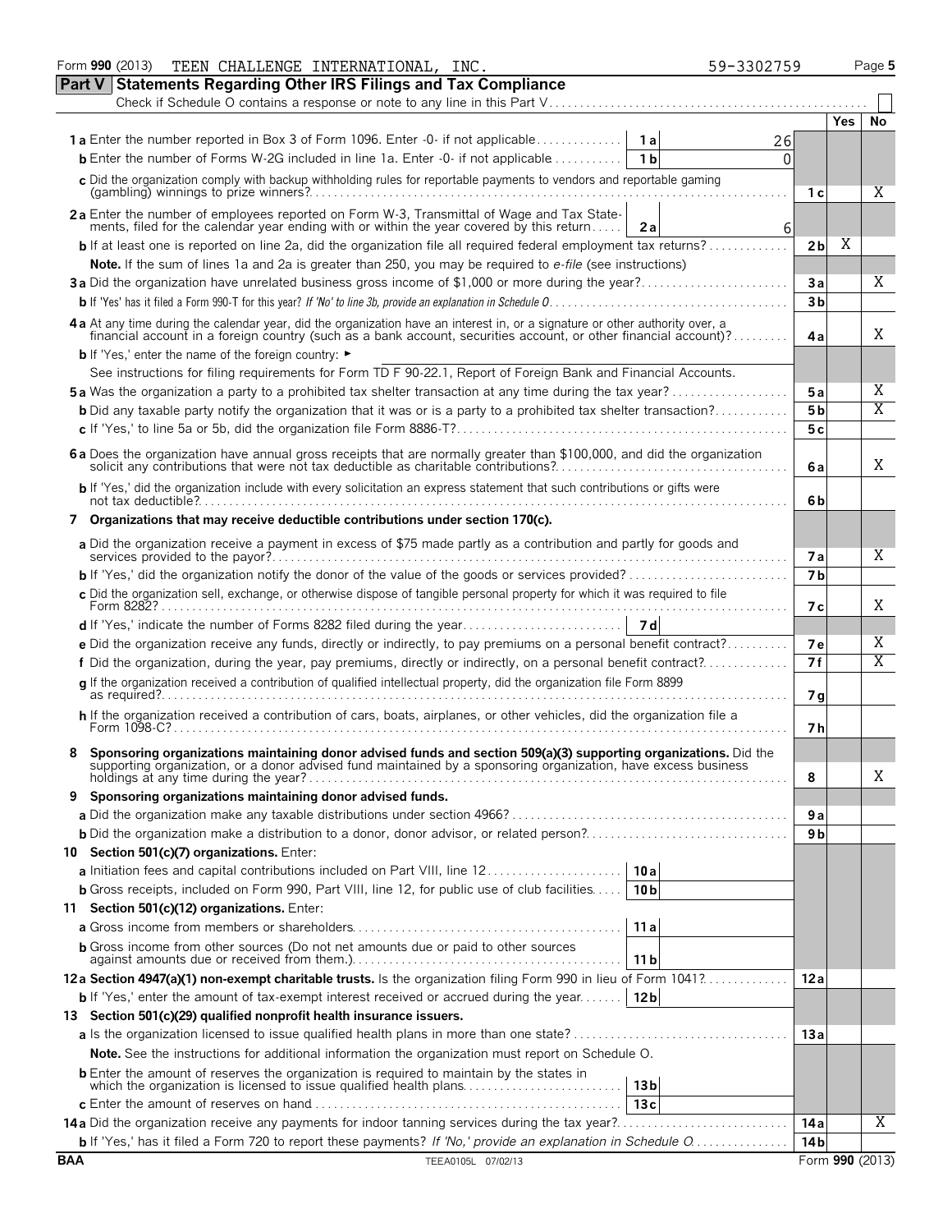Form 990 (2013) TEEN CHALLENGE INTERNATIONAL, INC. 59-3302759 Page 5

## Part V Statements Regarding Other IRS Filings and Tax Compliance

Check if Schedule O contains a response or note to any line in this Part V . . . . . . ☐

| | | | Line | Yes | No |
|---|---|---|---|---|---|
| **1a** Enter the number reported in Box 3 of Form 1096. Enter -0- if not applicable | 1a | 26 | | | |
| **b** Enter the number of Forms W-2G included in line 1a. Enter -0- if not applicable | 1b | 0 | | | |
| **c** Did the organization comply with backup withholding rules for reportable payments to vendors and reportable gaming (gambling) winnings to prize winners? | | | 1c | | X |
| **2a** Enter the number of employees reported on Form W-3, Transmittal of Wage and Tax Statements, filed for the calendar year ending with or within the year covered by this return | 2a | 6 | | | |
| **b** If at least one is reported on line 2a, did the organization file all required federal employment tax returns? | | | 2b | X | |
| **Note.** If the sum of lines 1a and 2a is greater than 250, you may be required to *e-file* (see instructions) | | | | | |
| **3a** Did the organization have unrelated business gross income of $1,000 or more during the year? | | | 3a | | X |
| **b** If 'Yes' has it filed a Form 990-T for this year? *If 'No' to line 3b, provide an explanation in Schedule O* | | | 3b | | |
| **4a** At any time during the calendar year, did the organization have an interest in, or a signature or other authority over, a financial account in a foreign country (such as a bank account, securities account, or other financial account)? | | | 4a | | X |
| **b** If 'Yes,' enter the name of the foreign country: ► | | | | | |
| See instructions for filing requirements for Form TD F 90-22.1, Report of Foreign Bank and Financial Accounts. | | | | | |
| **5a** Was the organization a party to a prohibited tax shelter transaction at any time during the tax year? | | | 5a | | X |
| **b** Did any taxable party notify the organization that it was or is a party to a prohibited tax shelter transaction? | | | 5b | | X |
| **c** If 'Yes,' to line 5a or 5b, did the organization file Form 8886-T? | | | 5c | | |
| **6a** Does the organization have annual gross receipts that are normally greater than $100,000, and did the organization solicit any contributions that were not tax deductible as charitable contributions? | | | 6a | | X |
| **b** If 'Yes,' did the organization include with every solicitation an express statement that such contributions or gifts were not tax deductible? | | | 6b | | |
| **7 Organizations that may receive deductible contributions under section 170(c).** | | | | | |
| **a** Did the organization receive a payment in excess of $75 made partly as a contribution and partly for goods and services provided to the payor? | | | 7a | | X |
| **b** If 'Yes,' did the organization notify the donor of the value of the goods or services provided? | | | 7b | | |
| **c** Did the organization sell, exchange, or otherwise dispose of tangible personal property for which it was required to file Form 8282? | | | 7c | | X |
| **d** If 'Yes,' indicate the number of Forms 8282 filed during the year | 7d | | | | |
| **e** Did the organization receive any funds, directly or indirectly, to pay premiums on a personal benefit contract? | | | 7e | | X |
| **f** Did the organization, during the year, pay premiums, directly or indirectly, on a personal benefit contract? | | | 7f | | X |
| **g** If the organization received a contribution of qualified intellectual property, did the organization file Form 8899 as required? | | | 7g | | |
| **h** If the organization received a contribution of cars, boats, airplanes, or other vehicles, did the organization file a Form 1098-C? | | | 7h | | |
| **8 Sponsoring organizations maintaining donor advised funds and section 509(a)(3) supporting organizations.** Did the supporting organization, or a donor advised fund maintained by a sponsoring organization, have excess business holdings at any time during the year? | | | 8 | | X |
| **9 Sponsoring organizations maintaining donor advised funds.** | | | | | |
| **a** Did the organization make any taxable distributions under section 4966? | | | 9a | | |
| **b** Did the organization make a distribution to a donor, donor advisor, or related person? | | | 9b | | |
| **10 Section 501(c)(7) organizations.** Enter: | | | | | |
| **a** Initiation fees and capital contributions included on Part VIII, line 12 | 10a | | | | |
| **b** Gross receipts, included on Form 990, Part VIII, line 12, for public use of club facilities | 10b | | | | |
| **11 Section 501(c)(12) organizations.** Enter: | | | | | |
| **a** Gross income from members or shareholders | 11a | | | | |
| **b** Gross income from other sources (Do not net amounts due or paid to other sources against amounts due or received from them.) | 11b | | | | |
| **12a Section 4947(a)(1) non-exempt charitable trusts.** Is the organization filing Form 990 in lieu of Form 1041? | | | 12a | | |
| **b** If 'Yes,' enter the amount of tax-exempt interest received or accrued during the year | 12b | | | | |
| **13 Section 501(c)(29) qualified nonprofit health insurance issuers.** | | | | | |
| **a** Is the organization licensed to issue qualified health plans in more than one state? | | | 13a | | |
| **Note.** See the instructions for additional information the organization must report on Schedule O. | | | | | |
| **b** Enter the amount of reserves the organization is required to maintain by the states in which the organization is licensed to issue qualified health plans | 13b | | | | |
| **c** Enter the amount of reserves on hand | 13c | | | | |
| **14a** Did the organization receive any payments for indoor tanning services during the tax year? | | | 14a | | X |
| **b** If 'Yes,' has it filed a Form 720 to report these payments? *If 'No,' provide an explanation in Schedule O* | | | 14b | | |

BAA TEEA0105L 07/02/13 Form **990** (2013)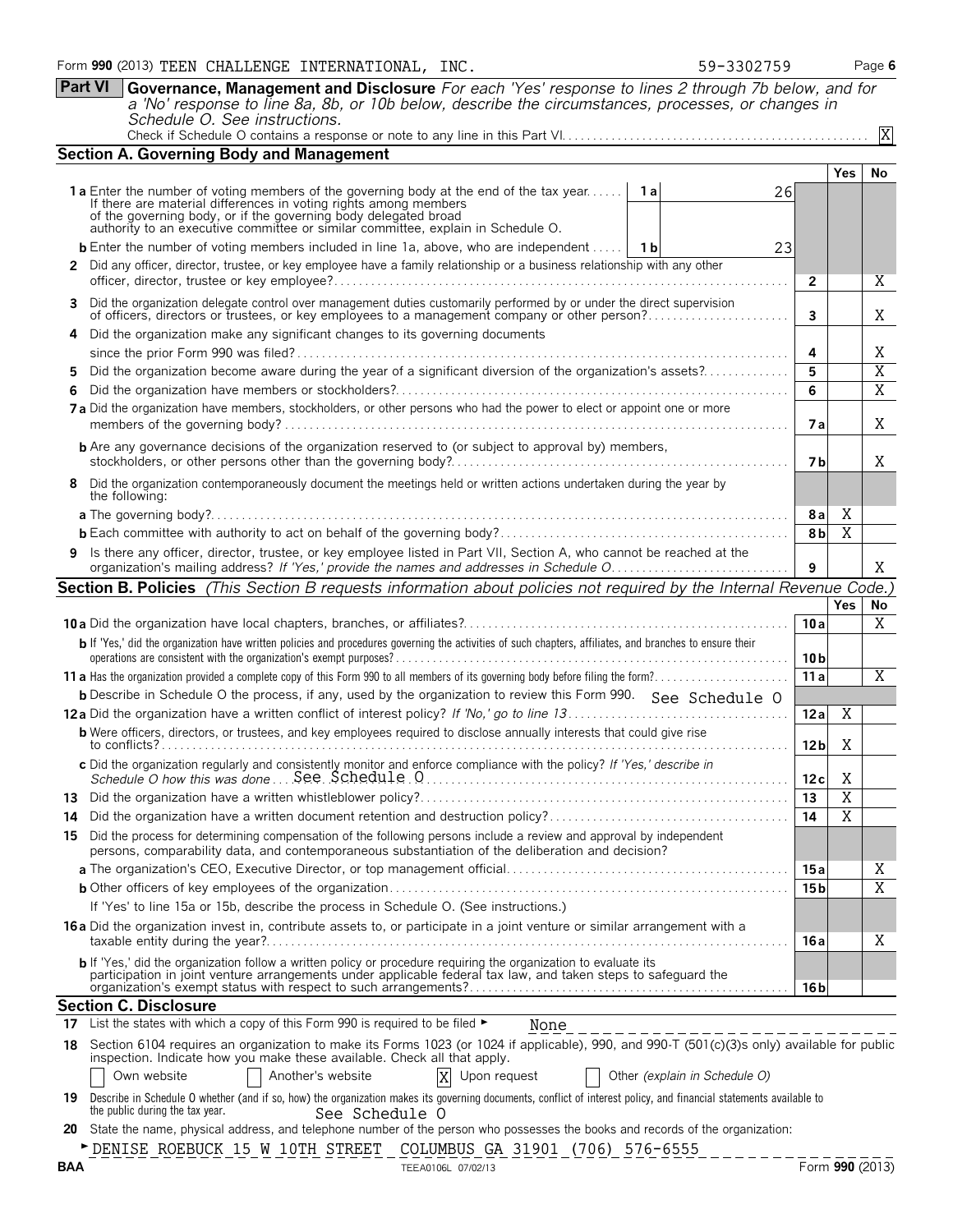Form **990** (2013) TEEN CHALLENGE INTERNATIONAL, INC. 59-3302759

**Part VI** **Governance, Management and Disclosure** *For each 'Yes' response to lines 2 through 7b below, and for a 'No' response to line 8a, 8b, or 10b below, describe the circumstances, processes, or changes in Schedule O. See instructions.*

Check if Schedule O contains a response or note to any line in this Part VI. [X]

## Section A. Governing Body and Management

| | | | Yes | No |
|---|---|---|---|---|
| **1a** Enter the number of voting members of the governing body at the end of the tax year. If there are material differences in voting rights among members of the governing body, or if the governing body delegated broad authority to an executive committee or similar committee, explain in Schedule O. | 1a: 26 | | | |
| **b** Enter the number of voting members included in line 1a, above, who are independent | 1b: 23 | | | |
| **2** Did any officer, director, trustee, or key employee have a family relationship or a business relationship with any other officer, director, trustee or key employee? | | 2 | | X |
| **3** Did the organization delegate control over management duties customarily performed by or under the direct supervision of officers, directors or trustees, or key employees to a management company or other person? | | 3 | | X |
| **4** Did the organization make any significant changes to its governing documents since the prior Form 990 was filed? | | 4 | | X |
| **5** Did the organization become aware during the year of a significant diversion of the organization's assets? | | 5 | | X |
| **6** Did the organization have members or stockholders? | | 6 | | X |
| **7a** Did the organization have members, stockholders, or other persons who had the power to elect or appoint one or more members of the governing body? | | 7a | | X |
| **b** Are any governance decisions of the organization reserved to (or subject to approval by) members, stockholders, or other persons other than the governing body? | | 7b | | X |
| **8** Did the organization contemporaneously document the meetings held or written actions undertaken during the year by the following: | | | | |
| **a** The governing body? | | 8a | X | |
| **b** Each committee with authority to act on behalf of the governing body? | | 8b | X | |
| **9** Is there any officer, director, trustee, or key employee listed in Part VII, Section A, who cannot be reached at the organization's mailing address? *If 'Yes,' provide the names and addresses in Schedule O.* | | 9 | | X |

## Section B. Policies *(This Section B requests information about policies not required by the Internal Revenue Code.)*

| | | Yes | No |
|---|---|---|---|
| **10a** Did the organization have local chapters, branches, or affiliates? | 10a | | X |
| **b** If 'Yes,' did the organization have written policies and procedures governing the activities of such chapters, affiliates, and branches to ensure their operations are consistent with the organization's exempt purposes? | 10b | | |
| **11a** Has the organization provided a complete copy of this Form 990 to all members of its governing body before filing the form? | 11a | | X |
| **b** Describe in Schedule O the process, if any, used by the organization to review this Form 990. See Schedule O | | | |
| **12a** Did the organization have a written conflict of interest policy? *If 'No,' go to line 13* | 12a | X | |
| **b** Were officers, directors, or trustees, and key employees required to disclose annually interests that could give rise to conflicts? | 12b | X | |
| **c** Did the organization regularly and consistently monitor and enforce compliance with the policy? *If 'Yes,' describe in Schedule O how this was done* See Schedule O | 12c | X | |
| **13** Did the organization have a written whistleblower policy? | 13 | X | |
| **14** Did the organization have a written document retention and destruction policy? | 14 | X | |
| **15** Did the process for determining compensation of the following persons include a review and approval by independent persons, comparability data, and contemporaneous substantiation of the deliberation and decision? | | | |
| **a** The organization's CEO, Executive Director, or top management official | 15a | | X |
| **b** Other officers of key employees of the organization | 15b | | X |
| If 'Yes' to line 15a or 15b, describe the process in Schedule O. (See instructions.) | | | |
| **16a** Did the organization invest in, contribute assets to, or participate in a joint venture or similar arrangement with a taxable entity during the year? | 16a | | X |
| **b** If 'Yes,' did the organization follow a written policy or procedure requiring the organization to evaluate its participation in joint venture arrangements under applicable federal tax law, and taken steps to safeguard the organization's exempt status with respect to such arrangements? | 16b | | |

## Section C. Disclosure

**17** List the states with which a copy of this Form 990 is required to be filed ► None

**18** Section 6104 requires an organization to make its Forms 1023 (or 1024 if applicable), 990, and 990-T (501(c)(3)s only) available for public inspection. Indicate how you make these available. Check all that apply.

[ ] Own website [ ] Another's website [X] Upon request [ ] Other *(explain in Schedule O)*

**19** Describe in Schedule O whether (and if so, how) the organization makes its governing documents, conflict of interest policy, and financial statements available to the public during the tax year. See Schedule O

**20** State the name, physical address, and telephone number of the person who possesses the books and records of the organization:

► DENISE ROEBUCK 15 W 10TH STREET COLUMBUS GA 31901 (706) 576-6555

BAA TEEA0106L 07/02/13 Form **990** (2013)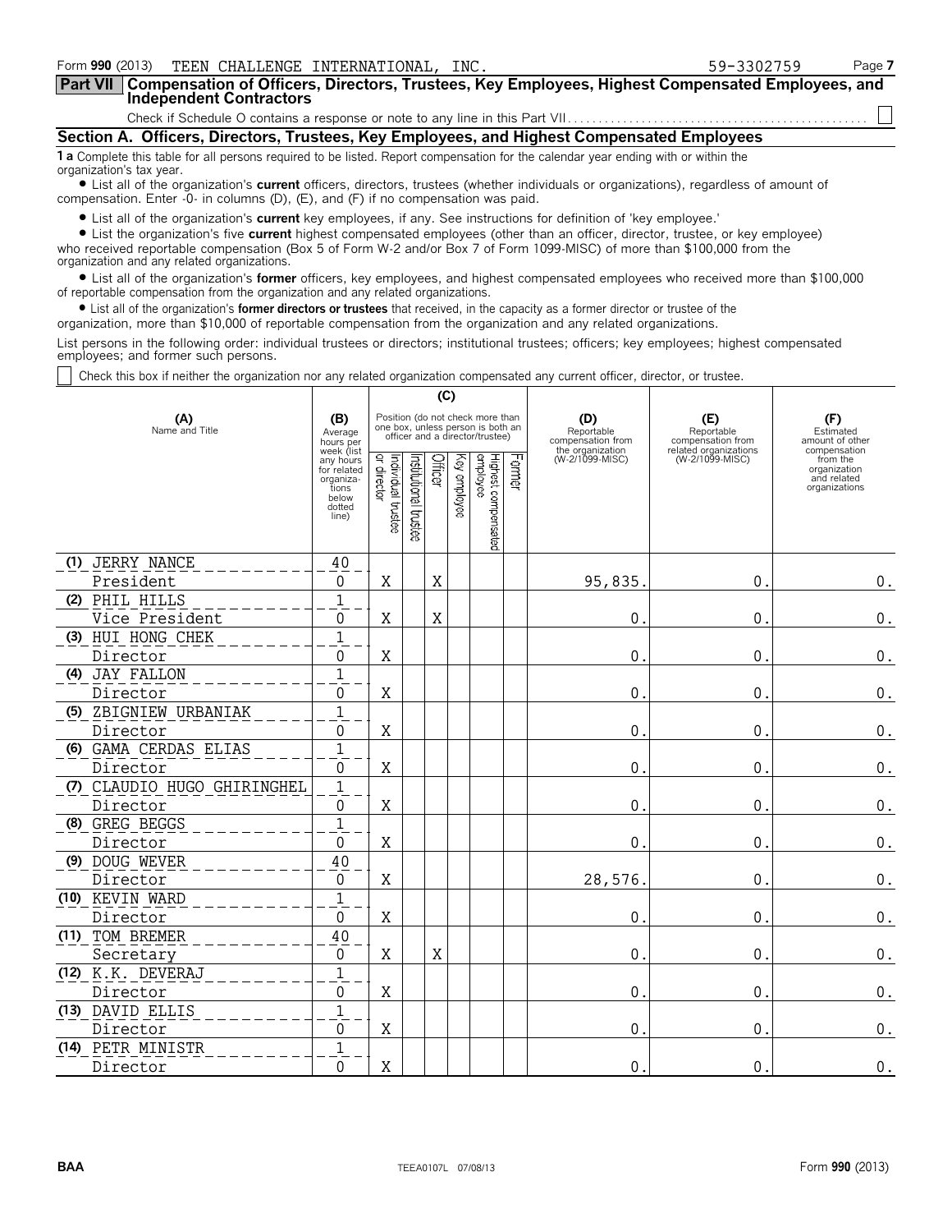Form 990 (2013) TEEN CHALLENGE INTERNATIONAL, INC. 59-3302759

## Part VII Compensation of Officers, Directors, Trustees, Key Employees, Highest Compensated Employees, and Independent Contractors

Check if Schedule O contains a response or note to any line in this Part VII ☐

### Section A. Officers, Directors, Trustees, Key Employees, and Highest Compensated Employees

**1 a** Complete this table for all persons required to be listed. Report compensation for the calendar year ending with or within the organization's tax year.

- List all of the organization's **current** officers, directors, trustees (whether individuals or organizations), regardless of amount of compensation. Enter -0- in columns (D), (E), and (F) if no compensation was paid.
- List all of the organization's **current** key employees, if any. See instructions for definition of 'key employee.'
- List the organization's five **current** highest compensated employees (other than an officer, director, trustee, or key employee) who received reportable compensation (Box 5 of Form W-2 and/or Box 7 of Form 1099-MISC) of more than $100,000 from the organization and any related organizations.
- List all of the organization's **former** officers, key employees, and highest compensated employees who received more than $100,000 of reportable compensation from the organization and any related organizations.
- List all of the organization's **former directors or trustees** that received, in the capacity as a former director or trustee of the organization, more than $10,000 of reportable compensation from the organization and any related organizations.

List persons in the following order: individual trustees or directors; institutional trustees; officers; key employees; highest compensated employees; and former such persons.

☐ Check this box if neither the organization nor any related organization compensated any current officer, director, or trustee.

| (A) Name and Title | (B) Average hours per week (list any hours for related organizations below dotted line) | (C) Position (do not check more than one box, unless person is both an officer and a director/trustee) | | | | | | (D) Reportable compensation from the organization (W-2/1099-MISC) | (E) Reportable compensation from related organizations (W-2/1099-MISC) | (F) Estimated amount of other compensation from the organization and related organizations |
|---|---|---|---|---|---|---|---|---|---|---|
| | | Individual trustee or director | Institutional trustee | Officer | Key employee | Highest compensated employee | Former | | | |
| (1) JERRY NANCE<br>President | 40<br>0 | X | | X | | | | 95,835. | 0. | 0. |
| (2) PHIL HILLS<br>Vice President | 1<br>0 | X | | X | | | | 0. | 0. | 0. |
| (3) HUI HONG CHEK<br>Director | 1<br>0 | X | | | | | | 0. | 0. | 0. |
| (4) JAY FALLON<br>Director | 1<br>0 | X | | | | | | 0. | 0. | 0. |
| (5) ZBIGNIEW URBANIAK<br>Director | 1<br>0 | X | | | | | | 0. | 0. | 0. |
| (6) GAMA CERDAS ELIAS<br>Director | 1<br>0 | X | | | | | | 0. | 0. | 0. |
| (7) CLAUDIO HUGO GHIRINGHEL<br>Director | 1<br>0 | X | | | | | | 0. | 0. | 0. |
| (8) GREG BEGGS<br>Director | 1<br>0 | X | | | | | | 0. | 0. | 0. |
| (9) DOUG WEVER<br>Director | 40<br>0 | X | | | | | | 28,576. | 0. | 0. |
| (10) KEVIN WARD<br>Director | 1<br>0 | X | | | | | | 0. | 0. | 0. |
| (11) TOM BREMER<br>Secretary | 40<br>0 | X | | X | | | | 0. | 0. | 0. |
| (12) K.K. DEVERAJ<br>Director | 1<br>0 | X | | | | | | 0. | 0. | 0. |
| (13) DAVID ELLIS<br>Director | 1<br>0 | X | | | | | | 0. | 0. | 0. |
| (14) PETR MINISTR<br>Director | 1<br>0 | X | | | | | | 0. | 0. | 0. |

BAA TEEA0107L 07/08/13 Form **990** (2013)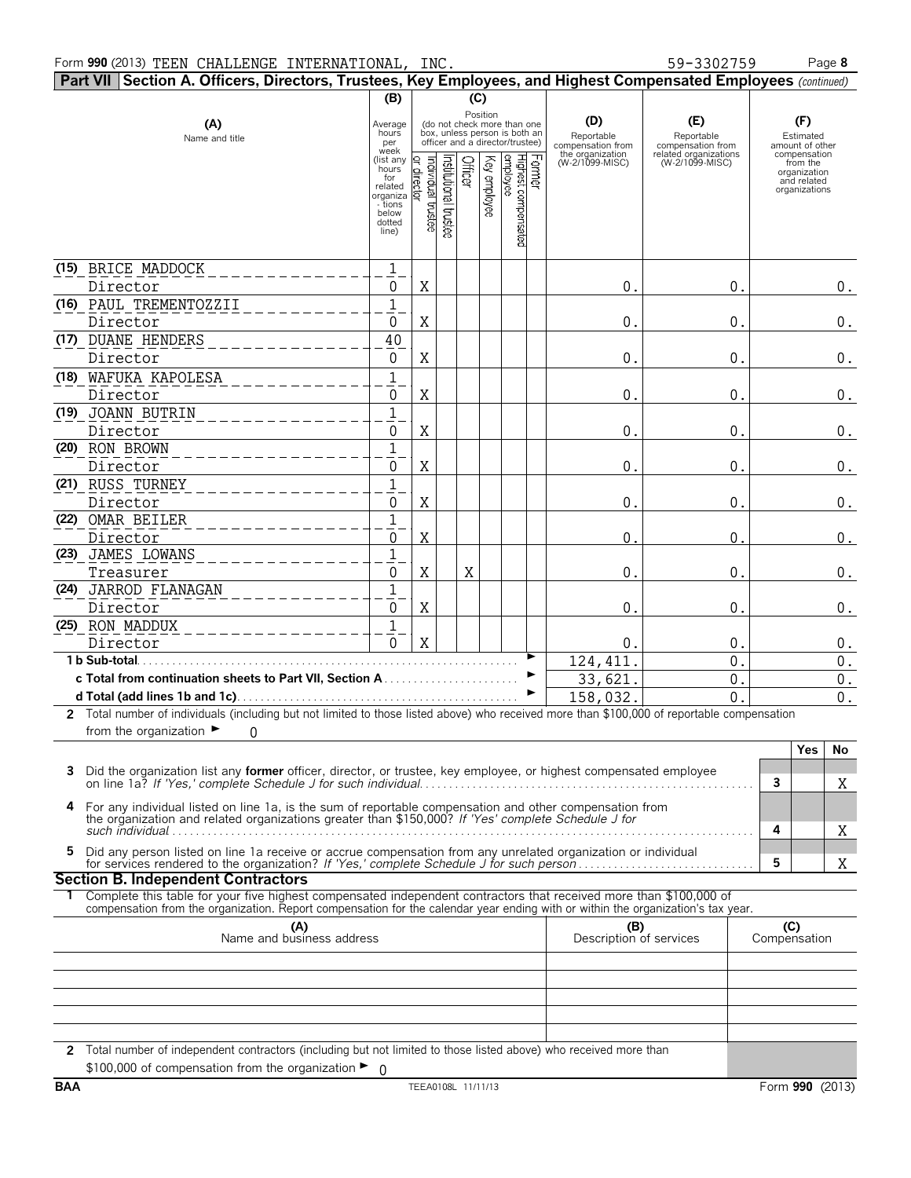Form **990** (2013) TEEN CHALLENGE INTERNATIONAL, INC. 59-3302759 Page **8**

## Part VII Section A. Officers, Directors, Trustees, Key Employees, and Highest Compensated Employees *(continued)*

| (A) Name and title | (B) Average hours per week (list any hours for related organizations below dotted line) | (C) Position: Individual trustee or director | Institutional trustee | Officer | Key employee | Highest compensated employee | Former | (D) Reportable compensation from the organization (W-2/1099-MISC) | (E) Reportable compensation from related organizations (W-2/1099-MISC) | (F) Estimated amount of other compensation from the organization and related organizations |
|---|---|---|---|---|---|---|---|---|---|---|
| (15) BRICE MADDOCK<br>Director | 1<br>0 | X | | | | | | 0. | 0. | 0. |
| (16) PAUL TREMENTOZZII<br>Director | 1<br>0 | X | | | | | | 0. | 0. | 0. |
| (17) DUANE HENDERS<br>Director | 40<br>0 | X | | | | | | 0. | 0. | 0. |
| (18) WAFUKA KAPOLESA<br>Director | 1<br>0 | X | | | | | | 0. | 0. | 0. |
| (19) JOANN BUTRIN<br>Director | 1<br>0 | X | | | | | | 0. | 0. | 0. |
| (20) RON BROWN<br>Director | 1<br>0 | X | | | | | | 0. | 0. | 0. |
| (21) RUSS TURNEY<br>Director | 1<br>0 | X | | | | | | 0. | 0. | 0. |
| (22) OMAR BEILER<br>Director | 1<br>0 | X | | | | | | 0. | 0. | 0. |
| (23) JAMES LOWANS<br>Treasurer | 1<br>0 | X | | X | | | | 0. | 0. | 0. |
| (24) JARROD FLANAGAN<br>Director | 1<br>0 | X | | | | | | 0. | 0. | 0. |
| (25) RON MADDUX<br>Director | 1<br>0 | X | | | | | | 0. | 0. | 0. |
| **1 b Sub-total** | | | | | | | | 124,411. | 0. | 0. |
| **c Total from continuation sheets to Part VII, Section A** | | | | | | | | 33,621. | 0. | 0. |
| **d Total (add lines 1b and 1c)** | | | | | | | | 158,032. | 0. | 0. |

**2** Total number of individuals (including but not limited to those listed above) who received more than $100,000 of reportable compensation from the organization ► 0

| | | Yes | No |
|---|---|---|---|
| **3** Did the organization list any **former** officer, director, or trustee, key employee, or highest compensated employee on line 1a? *If 'Yes,' complete Schedule J for such individual* | 3 | | X |
| **4** For any individual listed on line 1a, is the sum of reportable compensation and other compensation from the organization and related organizations greater than $150,000? *If 'Yes' complete Schedule J for such individual* | 4 | | X |
| **5** Did any person listed on line 1a receive or accrue compensation from any unrelated organization or individual for services rendered to the organization? *If 'Yes,' complete Schedule J for such person* | 5 | | X |

### Section B. Independent Contractors

**1** Complete this table for your five highest compensated independent contractors that received more than $100,000 of compensation from the organization. Report compensation for the calendar year ending with or within the organization's tax year.

| (A) Name and business address | (B) Description of services | (C) Compensation |
|---|---|---|
| | | |
| | | |
| | | |
| | | |
| | | |

**2** Total number of independent contractors (including but not limited to those listed above) who received more than $100,000 of compensation from the organization ► 0

BAA TEEA0108L 11/11/13 Form **990** (2013)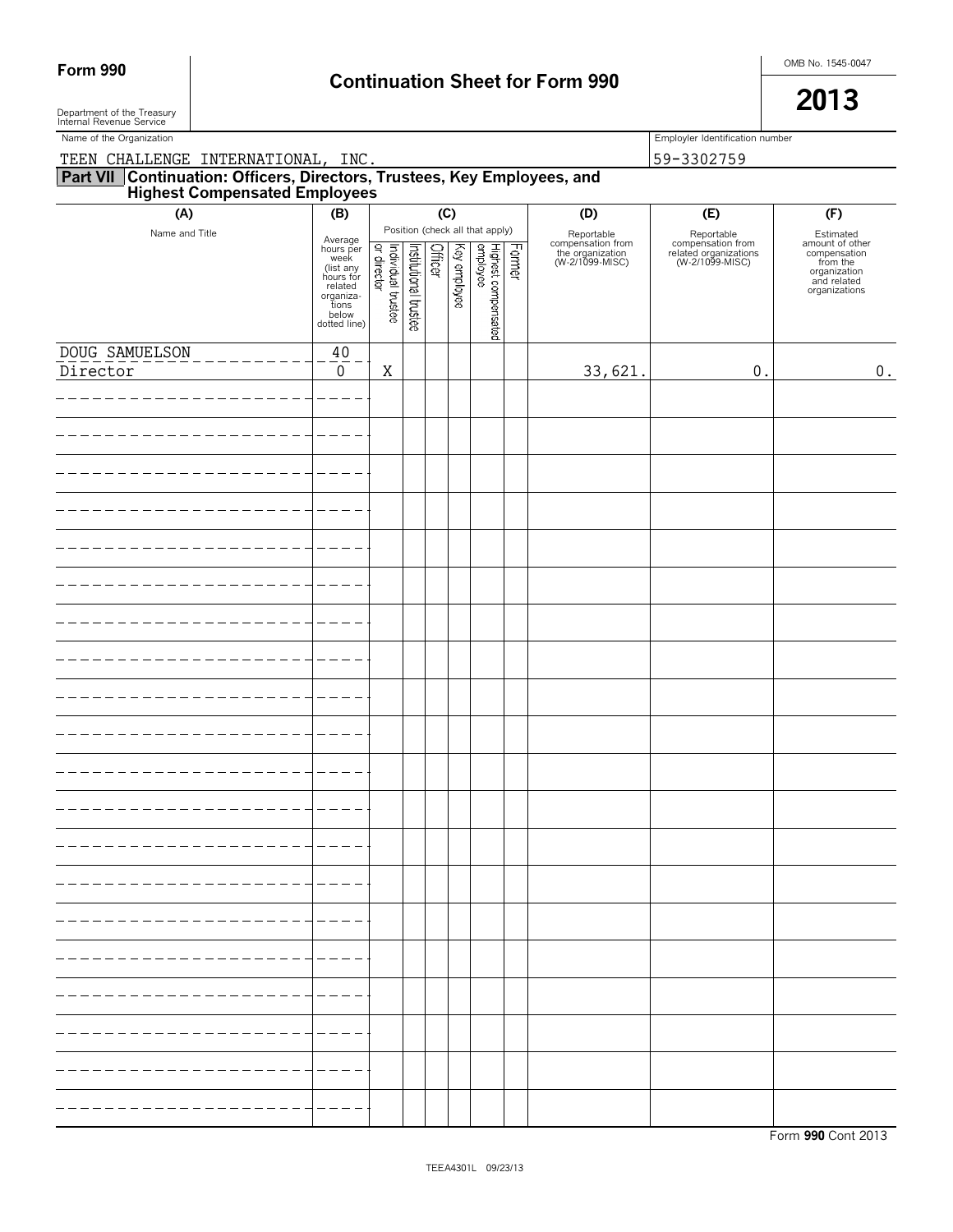**Form 990**

Department of the Treasury
Internal Revenue Service

# Continuation Sheet for Form 990

OMB No. 1545-0047

**2013**

Name of the Organization: TEEN CHALLENGE INTERNATIONAL, INC.

Employer Identification number: 59-3302759

## Part VII Continuation: Officers, Directors, Trustees, Key Employees, and Highest Compensated Employees

| (A) Name and Title | (B) Average hours per week (list any hours for related organizations below dotted line) | (C) Position (check all that apply): Individual trustee or director | Institutional trustee | Officer | Key employee | Highest compensated employee | Former | (D) Reportable compensation from the organization (W-2/1099-MISC) | (E) Reportable compensation from related organizations (W-2/1099-MISC) | (F) Estimated amount of other compensation from the organization and related organizations |
|---|---|---|---|---|---|---|---|---|---|---|
| DOUG SAMUELSON<br>Director | 40<br>0 | X | | | | | | 33,621. | 0. | 0. |

Form **990** Cont 2013

TEEA4301L 09/23/13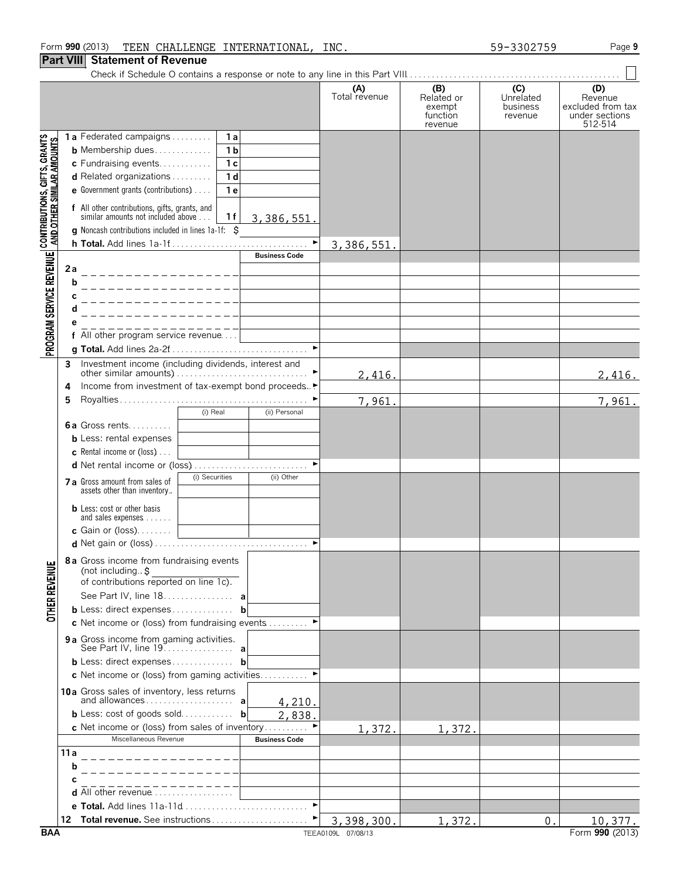Form **990** (2013) TEEN CHALLENGE INTERNATIONAL, INC. 59-3302759

## Part VIII Statement of Revenue

Check if Schedule O contains a response or note to any line in this Part VIII . . . . . . . . . . ☐

| | | | | (A) Total revenue | (B) Related or exempt function revenue | (C) Unrelated business revenue | (D) Revenue excluded from tax under sections 512-514 |
|---|---|---|---|---|---|---|---|
| **CONTRIBUTIONS, GIFTS, GRANTS AND OTHER SIMILAR AMOUNTS** | **1 a** Federated campaigns | 1 a | | | | | |
| | **b** Membership dues | 1 b | | | | | |
| | **c** Fundraising events | 1 c | | | | | |
| | **d** Related organizations | 1 d | | | | | |
| | **e** Government grants (contributions) | 1 e | | | | | |
| | **f** All other contributions, gifts, grants, and similar amounts not included above | 1 f | 3,386,551. | | | | |
| | **g** Noncash contributions included in lines 1a-1f: $ | | | | | | |
| | **h Total.** Add lines 1a-1f | | | 3,386,551. | | | |
| **PROGRAM SERVICE REVENUE** | | | **Business Code** | | | | |
| | **2 a** | | | | | | |
| | **b** | | | | | | |
| | **c** | | | | | | |
| | **d** | | | | | | |
| | **e** | | | | | | |
| | **f** All other program service revenue | | | | | | |
| | **g Total.** Add lines 2a-2f | | | | | | |
| **OTHER REVENUE** | **3** Investment income (including dividends, interest and other similar amounts) | | | 2,416. | | | 2,416. |
| | **4** Income from investment of tax-exempt bond proceeds | | | | | | |
| | **5** Royalties | | | 7,961. | | | 7,961. |
| | | (i) Real | (ii) Personal | | | | |
| | **6 a** Gross rents | | | | | | |
| | **b** Less: rental expenses | | | | | | |
| | **c** Rental income or (loss) | | | | | | |
| | **d** Net rental income or (loss) | | | | | | |
| | | (i) Securities | (ii) Other | | | | |
| | **7 a** Gross amount from sales of assets other than inventory | | | | | | |
| | **b** Less: cost or other basis and sales expenses | | | | | | |
| | **c** Gain or (loss) | | | | | | |
| | **d** Net gain or (loss) | | | | | | |
| | **8 a** Gross income from fundraising events (not including $ of contributions reported on line 1c). See Part IV, line 18 | a | | | | | |
| | **b** Less: direct expenses | b | | | | | |
| | **c** Net income or (loss) from fundraising events | | | | | | |
| | **9 a** Gross income from gaming activities. See Part IV, line 19 | a | | | | | |
| | **b** Less: direct expenses | b | | | | | |
| | **c** Net income or (loss) from gaming activities | | | | | | |
| | **10 a** Gross sales of inventory, less returns and allowances | a | 4,210. | | | | |
| | **b** Less: cost of goods sold | b | 2,838. | | | | |
| | **c** Net income or (loss) from sales of inventory | | | 1,372. | 1,372. | | |
| | Miscellaneous Revenue | | **Business Code** | | | | |
| | **11 a** | | | | | | |
| | **b** | | | | | | |
| | **c** | | | | | | |
| | **d** All other revenue | | | | | | |
| | **e Total.** Add lines 11a-11d | | | | | | |
| | **12 Total revenue.** See instructions | | | 3,398,300. | 1,372. | 0. | 10,377. |

BAA TEEA0109L 07/08/13 Form **990** (2013)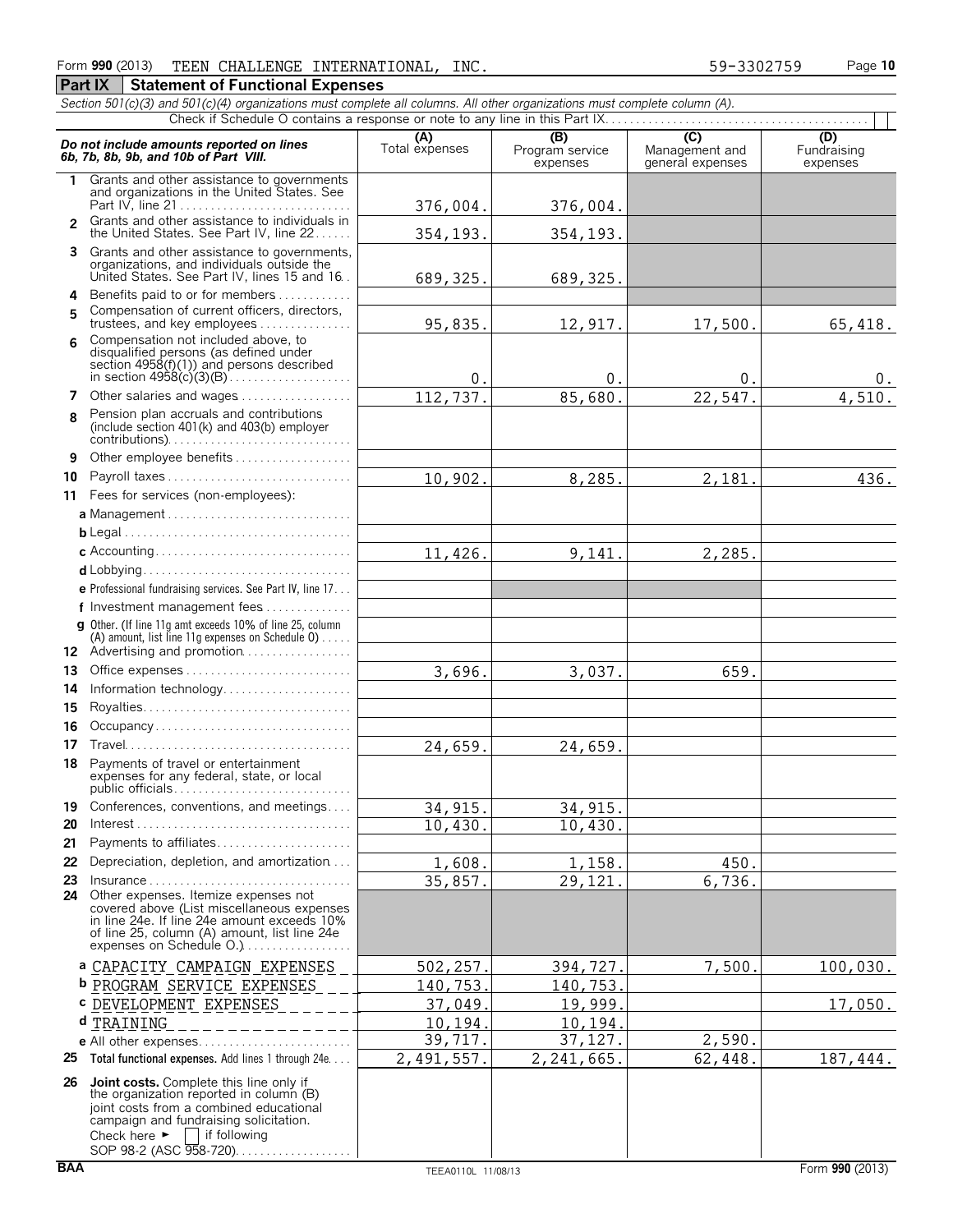Form **990** (2013) TEEN CHALLENGE INTERNATIONAL, INC. 59-3302759 Page **10**

**Part IX Statement of Functional Expenses**

*Section 501(c)(3) and 501(c)(4) organizations must complete all columns. All other organizations must complete column (A).*

Check if Schedule O contains a response or note to any line in this Part IX

| *Do not include amounts reported on lines 6b, 7b, 8b, 9b, and 10b of Part VIII.* | (A) Total expenses | (B) Program service expenses | (C) Management and general expenses | (D) Fundraising expenses |
|---|---|---|---|---|
| 1 Grants and other assistance to governments and organizations in the United States. See Part IV, line 21 | 376,004. | 376,004. | | |
| 2 Grants and other assistance to individuals in the United States. See Part IV, line 22 | 354,193. | 354,193. | | |
| 3 Grants and other assistance to governments, organizations, and individuals outside the United States. See Part IV, lines 15 and 16 | 689,325. | 689,325. | | |
| 4 Benefits paid to or for members | | | | |
| 5 Compensation of current officers, directors, trustees, and key employees | 95,835. | 12,917. | 17,500. | 65,418. |
| 6 Compensation not included above, to disqualified persons (as defined under section 4958(f)(1)) and persons described in section 4958(c)(3)(B) | 0. | 0. | 0. | 0. |
| 7 Other salaries and wages | 112,737. | 85,680. | 22,547. | 4,510. |
| 8 Pension plan accruals and contributions (include section 401(k) and 403(b) employer contributions) | | | | |
| 9 Other employee benefits | | | | |
| 10 Payroll taxes | 10,902. | 8,285. | 2,181. | 436. |
| 11 Fees for services (non-employees): | | | | |
| a Management | | | | |
| b Legal | | | | |
| c Accounting | 11,426. | 9,141. | 2,285. | |
| d Lobbying | | | | |
| e Professional fundraising services. See Part IV, line 17 | | | | |
| f Investment management fees | | | | |
| g Other. (If line 11g amt exceeds 10% of line 25, column (A) amount, list line 11g expenses on Schedule O) | | | | |
| 12 Advertising and promotion | | | | |
| 13 Office expenses | 3,696. | 3,037. | 659. | |
| 14 Information technology | | | | |
| 15 Royalties | | | | |
| 16 Occupancy | | | | |
| 17 Travel | 24,659. | 24,659. | | |
| 18 Payments of travel or entertainment expenses for any federal, state, or local public officials | | | | |
| 19 Conferences, conventions, and meetings | 34,915. | 34,915. | | |
| 20 Interest | 10,430. | 10,430. | | |
| 21 Payments to affiliates | | | | |
| 22 Depreciation, depletion, and amortization | 1,608. | 1,158. | 450. | |
| 23 Insurance | 35,857. | 29,121. | 6,736. | |
| 24 Other expenses. Itemize expenses not covered above (List miscellaneous expenses in line 24e. If line 24e amount exceeds 10% of line 25, column (A) amount, list line 24e expenses on Schedule O.) | | | | |
| a CAPACITY CAMPAIGN EXPENSES | 502,257. | 394,727. | 7,500. | 100,030. |
| b PROGRAM SERVICE EXPENSES | 140,753. | 140,753. | | |
| c DEVELOPMENT EXPENSES | 37,049. | 19,999. | | 17,050. |
| d TRAINING | 10,194. | 10,194. | | |
| e All other expenses | 39,717. | 37,127. | 2,590. | |
| 25 **Total functional expenses.** Add lines 1 through 24e | 2,491,557. | 2,241,665. | 62,448. | 187,444. |
| 26 **Joint costs.** Complete this line only if the organization reported in column (B) joint costs from a combined educational campaign and fundraising solicitation. Check here ► [ ] if following SOP 98-2 (ASC 958-720) | | | | |

BAA TEEA0110L 11/08/13 Form **990** (2013)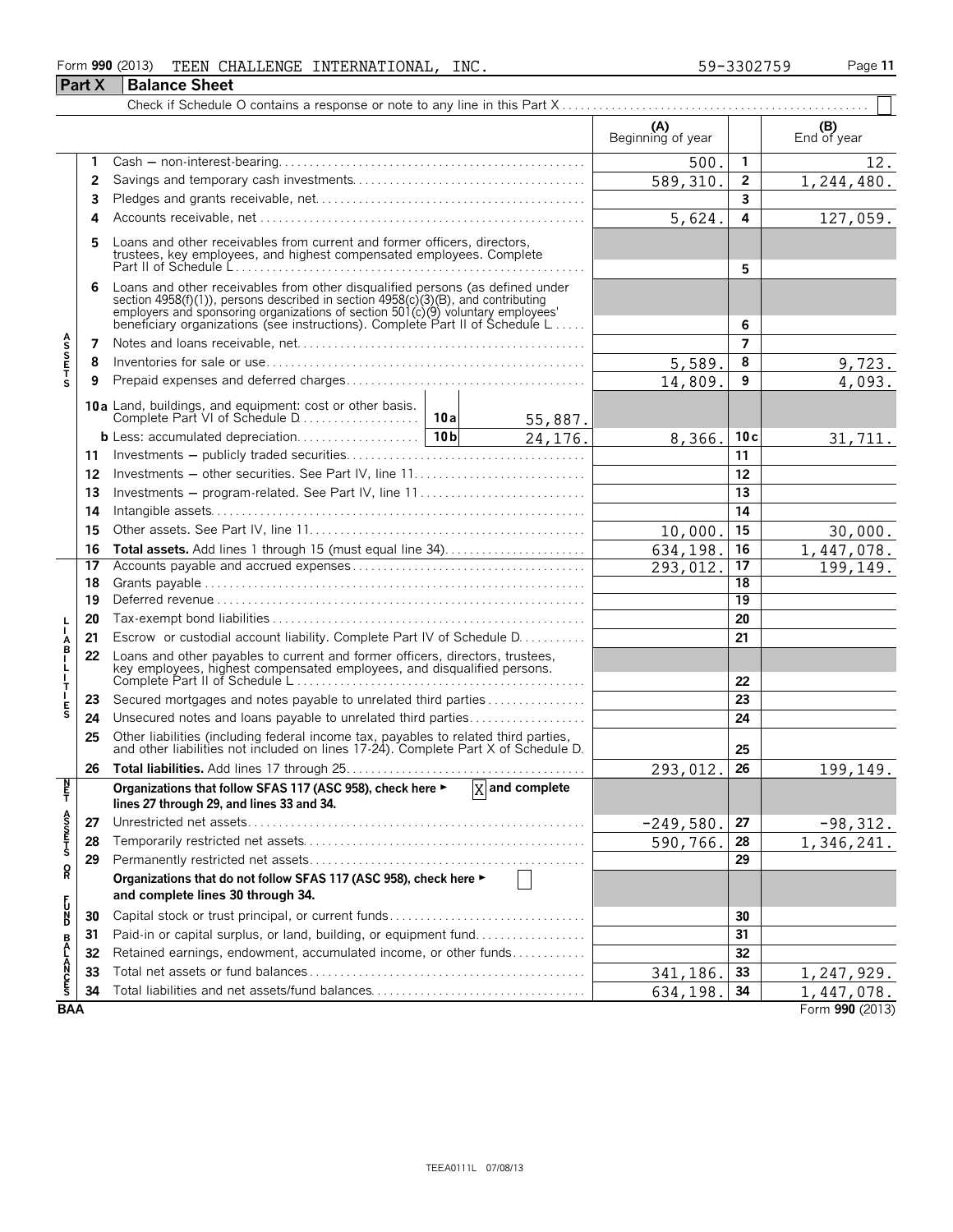Form **990** (2013) TEEN CHALLENGE INTERNATIONAL, INC. 59-3302759 Page **11**

## Part X Balance Sheet

Check if Schedule O contains a response or note to any line in this Part X . . . . . . . . . . ☐

| | | | (A) Beginning of year | | (B) End of year |
|---|---|---|---|---|---|
| **Assets** | 1 | Cash — non-interest-bearing | 500. | 1 | 12. |
| | 2 | Savings and temporary cash investments | 589,310. | 2 | 1,244,480. |
| | 3 | Pledges and grants receivable, net | | 3 | |
| | 4 | Accounts receivable, net | 5,624. | 4 | 127,059. |
| | 5 | Loans and other receivables from current and former officers, directors, trustees, key employees, and highest compensated employees. Complete Part II of Schedule L | | 5 | |
| | 6 | Loans and other receivables from other disqualified persons (as defined under section 4958(f)(1)), persons described in section 4958(c)(3)(B), and contributing employers and sponsoring organizations of section 501(c)(9) voluntary employees' beneficiary organizations (see instructions). Complete Part II of Schedule L | | 6 | |
| | 7 | Notes and loans receivable, net | | 7 | |
| | 8 | Inventories for sale or use | 5,589. | 8 | 9,723. |
| | 9 | Prepaid expenses and deferred charges | 14,809. | 9 | 4,093. |
| | 10a | Land, buildings, and equipment: cost or other basis. Complete Part VI of Schedule D — 10a: 55,887. | | | |
| | b | Less: accumulated depreciation — 10b: 24,176. | 8,366. | 10c | 31,711. |
| | 11 | Investments — publicly traded securities | | 11 | |
| | 12 | Investments — other securities. See Part IV, line 11 | | 12 | |
| | 13 | Investments — program-related. See Part IV, line 11 | | 13 | |
| | 14 | Intangible assets | | 14 | |
| | 15 | Other assets. See Part IV, line 11 | 10,000. | 15 | 30,000. |
| | 16 | **Total assets.** Add lines 1 through 15 (must equal line 34) | 634,198. | 16 | 1,447,078. |
| **Liabilities** | 17 | Accounts payable and accrued expenses | 293,012. | 17 | 199,149. |
| | 18 | Grants payable | | 18 | |
| | 19 | Deferred revenue | | 19 | |
| | 20 | Tax-exempt bond liabilities | | 20 | |
| | 21 | Escrow or custodial account liability. Complete Part IV of Schedule D | | 21 | |
| | 22 | Loans and other payables to current and former officers, directors, trustees, key employees, highest compensated employees, and disqualified persons. Complete Part II of Schedule L | | 22 | |
| | 23 | Secured mortgages and notes payable to unrelated third parties | | 23 | |
| | 24 | Unsecured notes and loans payable to unrelated third parties | | 24 | |
| | 25 | Other liabilities (including federal income tax, payables to related third parties, and other liabilities not included on lines 17-24). Complete Part X of Schedule D | | 25 | |
| | 26 | **Total liabilities.** Add lines 17 through 25 | 293,012. | 26 | 199,149. |
| **Net Assets or Fund Balances** | | **Organizations that follow SFAS 117 (ASC 958), check here ▶ [X] and complete lines 27 through 29, and lines 33 and 34.** | | | |
| | 27 | Unrestricted net assets | -249,580. | 27 | -98,312. |
| | 28 | Temporarily restricted net assets | 590,766. | 28 | 1,346,241. |
| | 29 | Permanently restricted net assets | | 29 | |
| | | **Organizations that do not follow SFAS 117 (ASC 958), check here ▶ [ ] and complete lines 30 through 34.** | | | |
| | 30 | Capital stock or trust principal, or current funds | | 30 | |
| | 31 | Paid-in or capital surplus, or land, building, or equipment fund | | 31 | |
| | 32 | Retained earnings, endowment, accumulated income, or other funds | | 32 | |
| | 33 | Total net assets or fund balances | 341,186. | 33 | 1,247,929. |
| | 34 | Total liabilities and net assets/fund balances | 634,198. | 34 | 1,447,078. |

BAA Form **990** (2013)

TEEA0111L 07/08/13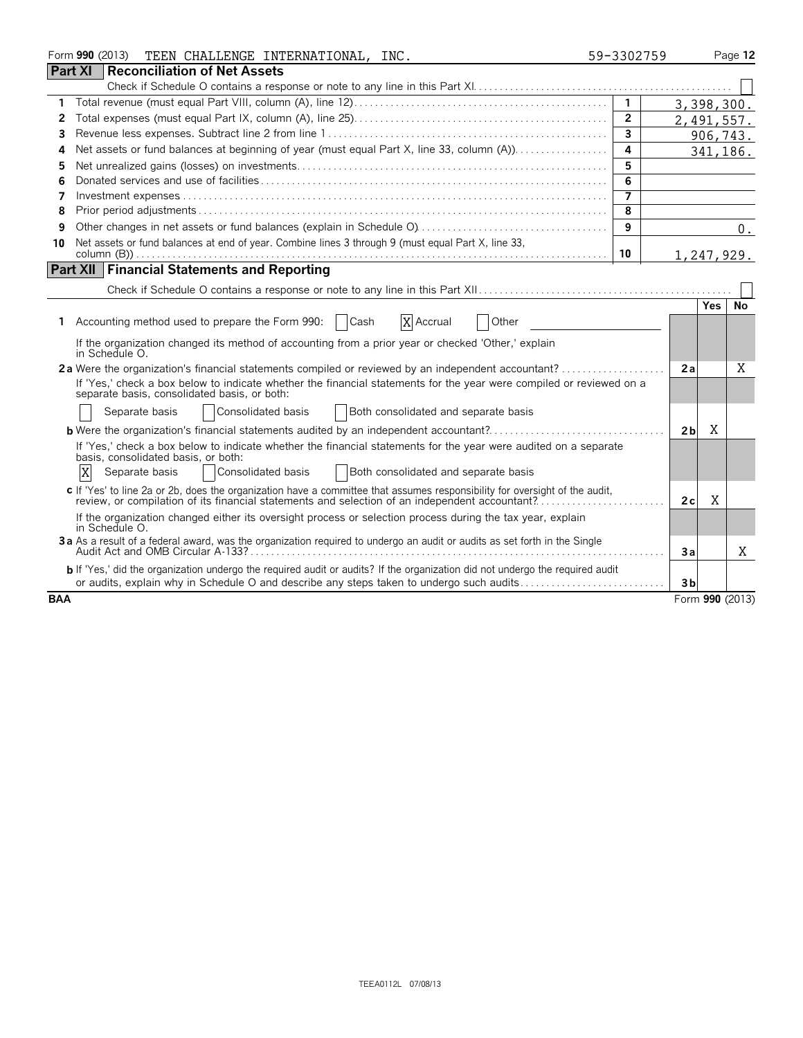Form **990** (2013) TEEN CHALLENGE INTERNATIONAL, INC. 59-3302759

## Part XI Reconciliation of Net Assets

Check if Schedule O contains a response or note to any line in this Part XI . . . ☐

| | | | |
|---|---|---|---|
| 1 | Total revenue (must equal Part VIII, column (A), line 12) | 1 | 3,398,300. |
| 2 | Total expenses (must equal Part IX, column (A), line 25) | 2 | 2,491,557. |
| 3 | Revenue less expenses. Subtract line 2 from line 1 | 3 | 906,743. |
| 4 | Net assets or fund balances at beginning of year (must equal Part X, line 33, column (A)) | 4 | 341,186. |
| 5 | Net unrealized gains (losses) on investments | 5 | |
| 6 | Donated services and use of facilities | 6 | |
| 7 | Investment expenses | 7 | |
| 8 | Prior period adjustments | 8 | |
| 9 | Other changes in net assets or fund balances (explain in Schedule O) | 9 | 0. |
| 10 | Net assets or fund balances at end of year. Combine lines 3 through 9 (must equal Part X, line 33, column (B)) | 10 | 1,247,929. |

## Part XII Financial Statements and Reporting

Check if Schedule O contains a response or note to any line in this Part XII . . . ☐

| | | | Yes | No |
|---|---|---|---|---|
| 1 | Accounting method used to prepare the Form 990: ☐ Cash ☒ Accrual ☐ Other | | | |
| | If the organization changed its method of accounting from a prior year or checked 'Other,' explain in Schedule O. | | | |
| 2a | Were the organization's financial statements compiled or reviewed by an independent accountant? | 2a | | X |
| | If 'Yes,' check a box below to indicate whether the financial statements for the year were compiled or reviewed on a separate basis, consolidated basis, or both:<br>☐ Separate basis ☐ Consolidated basis ☐ Both consolidated and separate basis | | | |
| b | Were the organization's financial statements audited by an independent accountant? | 2b | X | |
| | If 'Yes,' check a box below to indicate whether the financial statements for the year were audited on a separate basis, consolidated basis, or both:<br>☒ Separate basis ☐ Consolidated basis ☐ Both consolidated and separate basis | | | |
| c | If 'Yes' to line 2a or 2b, does the organization have a committee that assumes responsibility for oversight of the audit, review, or compilation of its financial statements and selection of an independent accountant? | 2c | X | |
| | If the organization changed either its oversight process or selection process during the tax year, explain in Schedule O. | | | |
| 3a | As a result of a federal award, was the organization required to undergo an audit or audits as set forth in the Single Audit Act and OMB Circular A-133? | 3a | | X |
| b | If 'Yes,' did the organization undergo the required audit or audits? If the organization did not undergo the required audit or audits, explain why in Schedule O and describe any steps taken to undergo such audits | 3b | | |

BAA Form **990** (2013)

TEEA0112L 07/08/13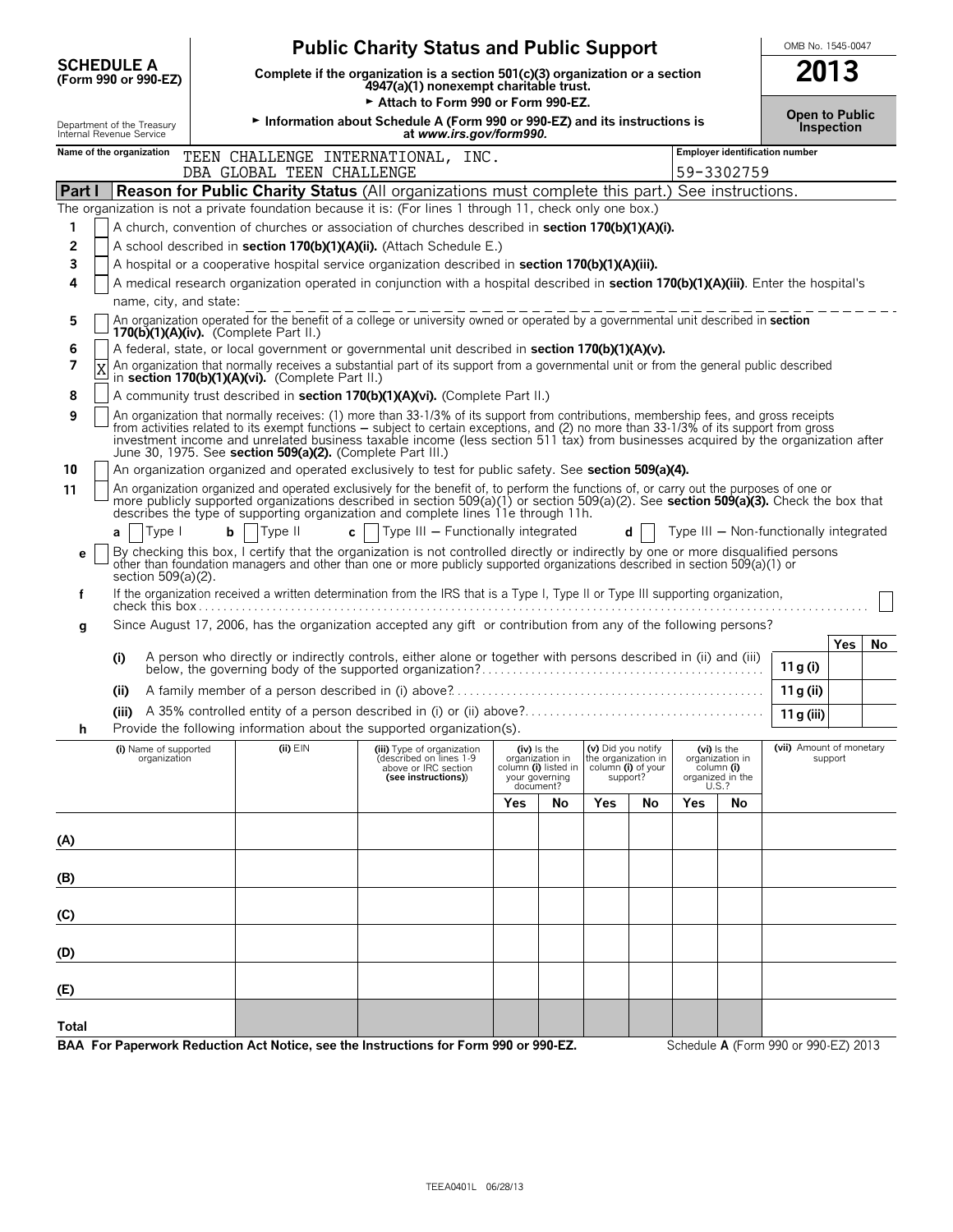# SCHEDULE A (Form 990 or 990-EZ)

Department of the Treasury
Internal Revenue Service

## Public Charity Status and Public Support

**Complete if the organization is a section 501(c)(3) organization or a section 4947(a)(1) nonexempt charitable trust.**

► Attach to Form 990 or Form 990-EZ.

► Information about Schedule A (Form 990 or 990-EZ) and its instructions is at *www.irs.gov/form990*.

OMB No. 1545-0047

**2013**

**Open to Public Inspection**

**Name of the organization:** TEEN CHALLENGE INTERNATIONAL, INC. DBA GLOBAL TEEN CHALLENGE

**Employer identification number:** 59-3302759

## Part I Reason for Public Charity Status (All organizations must complete this part.) See instructions.

The organization is not a private foundation because it is: (For lines 1 through 11, check only one box.)

1. [ ] A church, convention of churches or association of churches described in **section 170(b)(1)(A)(i).**
2. [ ] A school described in **section 170(b)(1)(A)(ii).** (Attach Schedule E.)
3. [ ] A hospital or a cooperative hospital service organization described in **section 170(b)(1)(A)(iii).**
4. [ ] A medical research organization operated in conjunction with a hospital described in **section 170(b)(1)(A)(iii)**. Enter the hospital's name, city, and state:
5. [ ] An organization operated for the benefit of a college or university owned or operated by a governmental unit described in **section 170(b)(1)(A)(iv).** (Complete Part II.)
6. [ ] A federal, state, or local government or governmental unit described in **section 170(b)(1)(A)(v).**
7. [X] An organization that normally receives a substantial part of its support from a governmental unit or from the general public described in **section 170(b)(1)(A)(vi).** (Complete Part II.)
8. [ ] A community trust described in **section 170(b)(1)(A)(vi).** (Complete Part II.)
9. [ ] An organization that normally receives: (1) more than 33-1/3% of its support from contributions, membership fees, and gross receipts from activities related to its exempt functions – subject to certain exceptions, and (2) no more than 33-1/3% of its support from gross investment income and unrelated business taxable income (less section 511 tax) from businesses acquired by the organization after June 30, 1975. See **section 509(a)(2).** (Complete Part III.)
10. [ ] An organization organized and operated exclusively to test for public safety. See **section 509(a)(4).**
11. [ ] An organization organized and operated exclusively for the benefit of, to perform the functions of, or carry out the purposes of one or more publicly supported organizations described in section 509(a)(1) or section 509(a)(2). See **section 509(a)(3).** Check the box that describes the type of supporting organization and complete lines 11e through 11h.

   **a** [ ] Type I **b** [ ] Type II **c** [ ] Type III – Functionally integrated **d** [ ] Type III – Non-functionally integrated

   **e** [ ] By checking this box, I certify that the organization is not controlled directly or indirectly by one or more disqualified persons other than foundation managers and other than one or more publicly supported organizations described in section 509(a)(1) or section 509(a)(2).

   **f** If the organization received a written determination from the IRS that is a Type I, Type II or Type III supporting organization, check this box [ ]

   **g** Since August 17, 2006, has the organization accepted any gift or contribution from any of the following persons?

| | | | Yes | No |
|---|---|---|---|---|
| (i) | A person who directly or indirectly controls, either alone or together with persons described in (ii) and (iii) below, the governing body of the supported organization? | 11 g (i) | | |
| (ii) | A family member of a person described in (i) above? | 11 g (ii) | | |
| (iii) | A 35% controlled entity of a person described in (i) or (ii) above? | 11 g (iii) | | |

   **h** Provide the following information about the supported organization(s).

| (i) Name of supported organization | (ii) EIN | (iii) Type of organization (described on lines 1-9 above or IRC section (see instructions)) | (iv) Is the organization in column (i) listed in your governing document? Yes | No | (v) Did you notify the organization in column (i) of your support? Yes | No | (vi) Is the organization in column (i) organized in the U.S.? Yes | No | (vii) Amount of monetary support |
|---|---|---|---|---|---|---|---|---|---|
| (A) | | | | | | | | | |
| (B) | | | | | | | | | |
| (C) | | | | | | | | | |
| (D) | | | | | | | | | |
| (E) | | | | | | | | | |
| Total | | | | | | | | | |

**BAA For Paperwork Reduction Act Notice, see the Instructions for Form 990 or 990-EZ.** Schedule **A** (Form 990 or 990-EZ) 2013

TEEA0401L 06/28/13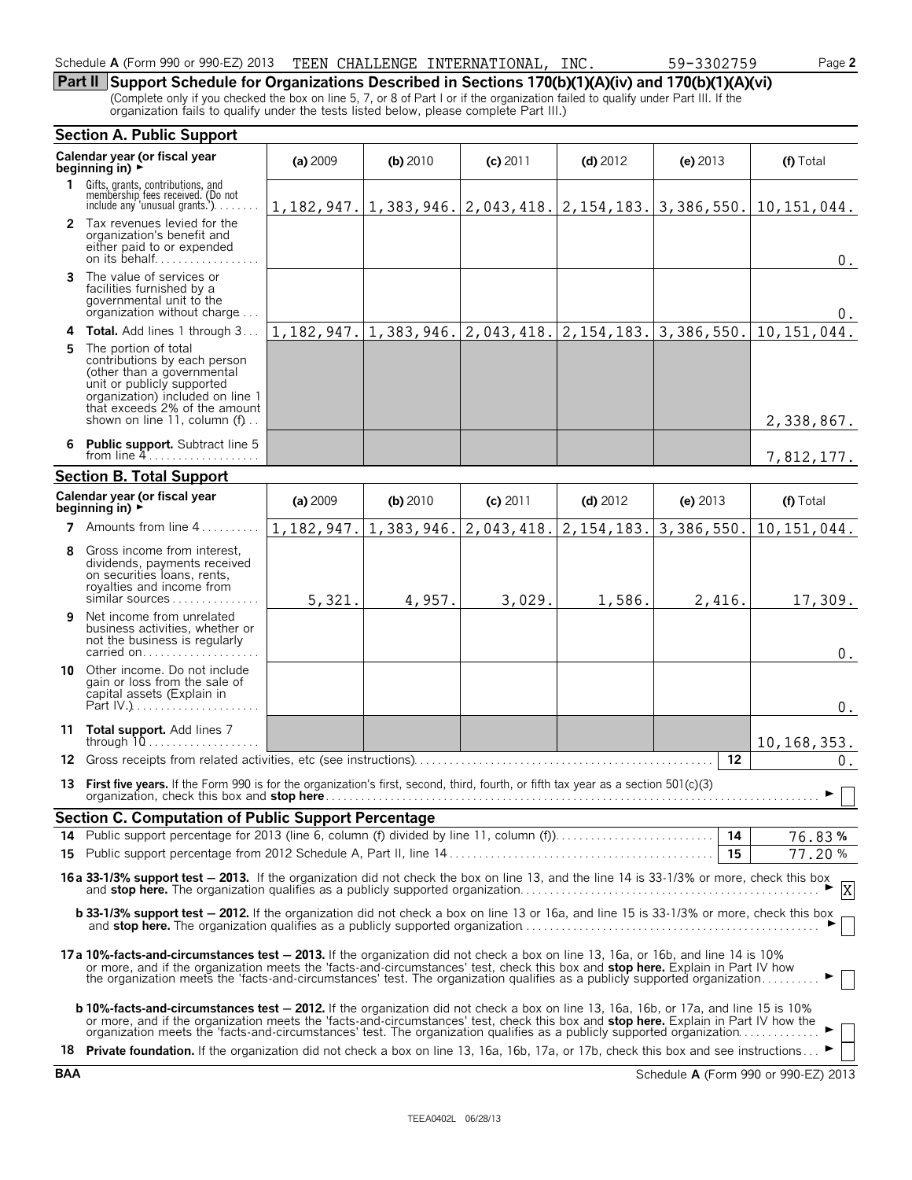Schedule A (Form 990 or 990-EZ) 2013 TEEN CHALLENGE INTERNATIONAL, INC. 59-3302759 Page 2

## Part II Support Schedule for Organizations Described in Sections 170(b)(1)(A)(iv) and 170(b)(1)(A)(vi)

(Complete only if you checked the box on line 5, 7, or 8 of Part I or if the organization failed to qualify under Part III. If the organization fails to qualify under the tests listed below, please complete Part III.)

### Section A. Public Support

| Calendar year (or fiscal year beginning in) ► | (a) 2009 | (b) 2010 | (c) 2011 | (d) 2012 | (e) 2013 | (f) Total |
|---|---|---|---|---|---|---|
| **1** Gifts, grants, contributions, and membership fees received. (Do not include any 'unusual grants.') | 1,182,947. | 1,383,946. | 2,043,418. | 2,154,183. | 3,386,550. | 10,151,044. |
| **2** Tax revenues levied for the organization's benefit and either paid to or expended on its behalf | | | | | | 0. |
| **3** The value of services or facilities furnished by a governmental unit to the organization without charge | | | | | | 0. |
| **4 Total.** Add lines 1 through 3 | 1,182,947. | 1,383,946. | 2,043,418. | 2,154,183. | 3,386,550. | 10,151,044. |
| **5** The portion of total contributions by each person (other than a governmental unit or publicly supported organization) included on line 1 that exceeds 2% of the amount shown on line 11, column (f) | | | | | | 2,338,867. |
| **6 Public support.** Subtract line 5 from line 4 | | | | | | 7,812,177. |

### Section B. Total Support

| Calendar year (or fiscal year beginning in) ► | (a) 2009 | (b) 2010 | (c) 2011 | (d) 2012 | (e) 2013 | (f) Total |
|---|---|---|---|---|---|---|
| **7** Amounts from line 4 | 1,182,947. | 1,383,946. | 2,043,418. | 2,154,183. | 3,386,550. | 10,151,044. |
| **8** Gross income from interest, dividends, payments received on securities loans, rents, royalties and income from similar sources | 5,321. | 4,957. | 3,029. | 1,586. | 2,416. | 17,309. |
| **9** Net income from unrelated business activities, whether or not the business is regularly carried on | | | | | | 0. |
| **10** Other income. Do not include gain or loss from the sale of capital assets (Explain in Part IV.) | | | | | | 0. |
| **11 Total support.** Add lines 7 through 10 | | | | | | 10,168,353. |

**12** Gross receipts from related activities, etc (see instructions) **12** 0.

**13 First five years.** If the Form 990 is for the organization's first, second, third, fourth, or fifth tax year as a section 501(c)(3) organization, check this box and **stop here** ► [ ]

### Section C. Computation of Public Support Percentage

**14** Public support percentage for 2013 (line 6, column (f) divided by line 11, column (f)) **14** 76.83 %

**15** Public support percentage from 2012 Schedule A, Part II, line 14 **15** 77.20 %

**16a 33-1/3% support test — 2013.** If the organization did not check the box on line 13, and the line 14 is 33-1/3% or more, check this box and **stop here.** The organization qualifies as a publicly supported organization ► [X]

**b 33-1/3% support test — 2012.** If the organization did not check a box on line 13 or 16a, and line 15 is 33-1/3% or more, check this box and **stop here.** The organization qualifies as a publicly supported organization ► [ ]

**17a 10%-facts-and-circumstances test — 2013.** If the organization did not check a box on line 13, 16a, or 16b, and line 14 is 10% or more, and if the organization meets the 'facts-and-circumstances' test, check this box and **stop here.** Explain in Part IV how the organization meets the 'facts-and-circumstances' test. The organization qualifies as a publicly supported organization ► [ ]

**b 10%-facts-and-circumstances test — 2012.** If the organization did not check a box on line 13, 16a, 16b, or 17a, and line 15 is 10% or more, and if the organization meets the 'facts-and-circumstances' test, check this box and **stop here.** Explain in Part IV how the organization meets the 'facts-and-circumstances' test. The organization qualifies as a publicly supported organization ► [ ]

**18 Private foundation.** If the organization did not check a box on line 13, 16a, 16b, 17a, or 17b, check this box and see instructions ► [ ]

BAA Schedule A (Form 990 or 990-EZ) 2013

TEEA0402L 06/28/13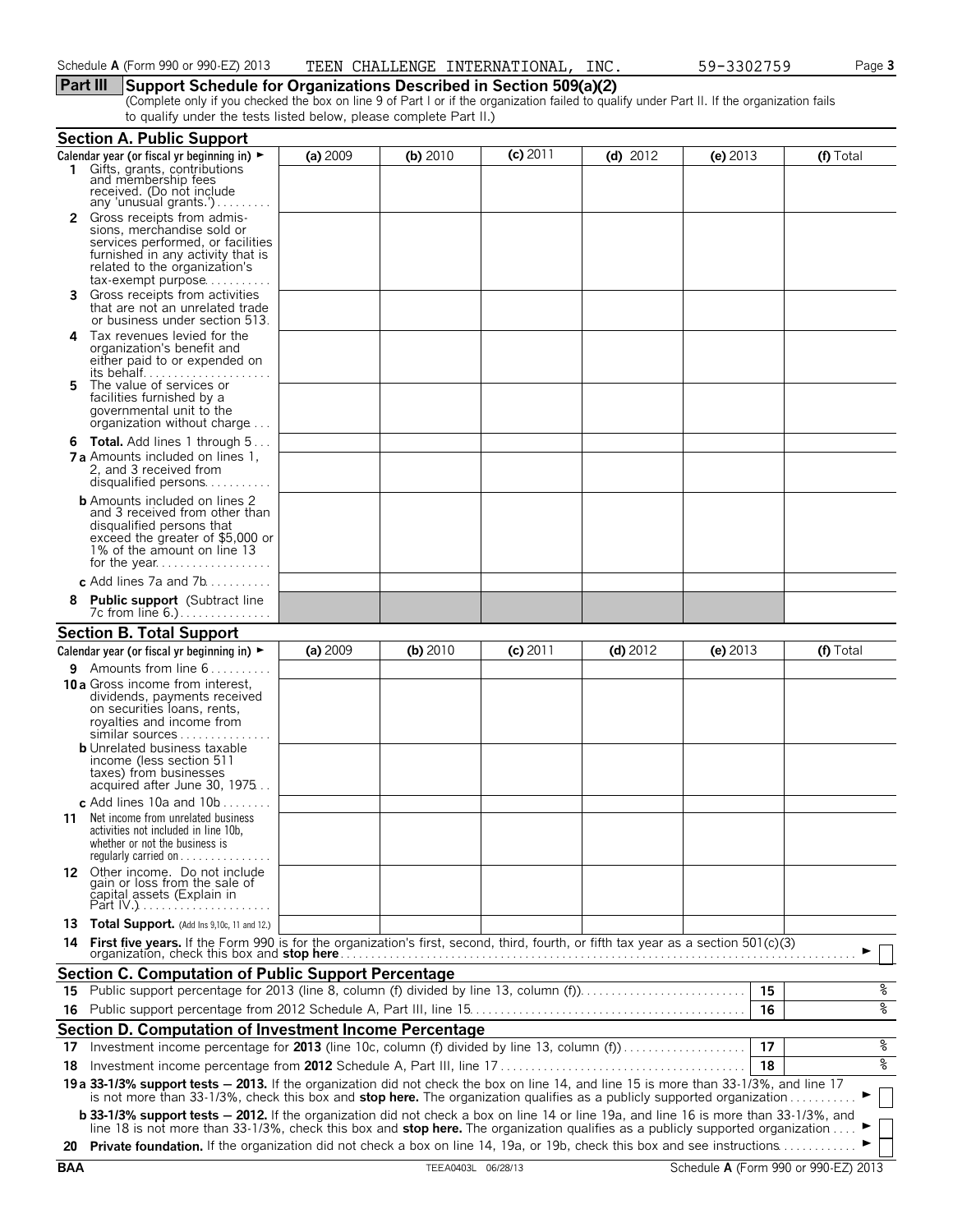Schedule **A** (Form 990 or 990-EZ) 2013 TEEN CHALLENGE INTERNATIONAL, INC. 59-3302759

## Part III Support Schedule for Organizations Described in Section 509(a)(2)

(Complete only if you checked the box on line 9 of Part I or if the organization failed to qualify under Part II. If the organization fails to qualify under the tests listed below, please complete Part II.)

### Section A. Public Support

| Calendar year (or fiscal yr beginning in) ► | (a) 2009 | (b) 2010 | (c) 2011 | (d) 2012 | (e) 2013 | (f) Total |
|---|---|---|---|---|---|---|
| **1** Gifts, grants, contributions and membership fees received. (Do not include any 'unusual grants.') | | | | | | |
| **2** Gross receipts from admissions, merchandise sold or services performed, or facilities furnished in any activity that is related to the organization's tax-exempt purpose | | | | | | |
| **3** Gross receipts from activities that are not an unrelated trade or business under section 513 | | | | | | |
| **4** Tax revenues levied for the organization's benefit and either paid to or expended on its behalf | | | | | | |
| **5** The value of services or facilities furnished by a governmental unit to the organization without charge | | | | | | |
| **6 Total.** Add lines 1 through 5 | | | | | | |
| **7a** Amounts included on lines 1, 2, and 3 received from disqualified persons | | | | | | |
| **b** Amounts included on lines 2 and 3 received from other than disqualified persons that exceed the greater of $5,000 or 1% of the amount on line 13 for the year | | | | | | |
| **c** Add lines 7a and 7b | | | | | | |
| **8 Public support** (Subtract line 7c from line 6.) | | | | | | |

### Section B. Total Support

| Calendar year (or fiscal yr beginning in) ► | (a) 2009 | (b) 2010 | (c) 2011 | (d) 2012 | (e) 2013 | (f) Total |
|---|---|---|---|---|---|---|
| **9** Amounts from line 6 | | | | | | |
| **10a** Gross income from interest, dividends, payments received on securities loans, rents, royalties and income from similar sources | | | | | | |
| **b** Unrelated business taxable income (less section 511 taxes) from businesses acquired after June 30, 1975 | | | | | | |
| **c** Add lines 10a and 10b | | | | | | |
| **11** Net income from unrelated business activities not included in line 10b, whether or not the business is regularly carried on | | | | | | |
| **12** Other income. Do not include gain or loss from the sale of capital assets (Explain in Part IV.) | | | | | | |
| **13 Total Support.** (Add lns 9,10c, 11 and 12.) | | | | | | |

**14 First five years.** If the Form 990 is for the organization's first, second, third, fourth, or fifth tax year as a section 501(c)(3) organization, check this box and **stop here** ► ☐

### Section C. Computation of Public Support Percentage

| | | | |
|---|---|---|---|
| **15** | Public support percentage for 2013 (line 8, column (f) divided by line 13, column (f)) | 15 | % |
| **16** | Public support percentage from 2012 Schedule A, Part III, line 15 | 16 | % |

### Section D. Computation of Investment Income Percentage

| | | | |
|---|---|---|---|
| **17** | Investment income percentage for **2013** (line 10c, column (f) divided by line 13, column (f)) | 17 | % |
| **18** | Investment income percentage from **2012** Schedule A, Part III, line 17 | 18 | % |

**19a 33-1/3% support tests – 2013.** If the organization did not check the box on line 14, and line 15 is more than 33-1/3%, and line 17 is not more than 33-1/3%, check this box and **stop here.** The organization qualifies as a publicly supported organization ► ☐

**b 33-1/3% support tests – 2012.** If the organization did not check a box on line 14 or line 19a, and line 16 is more than 33-1/3%, and line 18 is not more than 33-1/3%, check this box and **stop here.** The organization qualifies as a publicly supported organization ► ☐

**20 Private foundation.** If the organization did not check a box on line 14, 19a, or 19b, check this box and see instructions ► ☐

BAA TEEA0403L 06/28/13 Schedule **A** (Form 990 or 990-EZ) 2013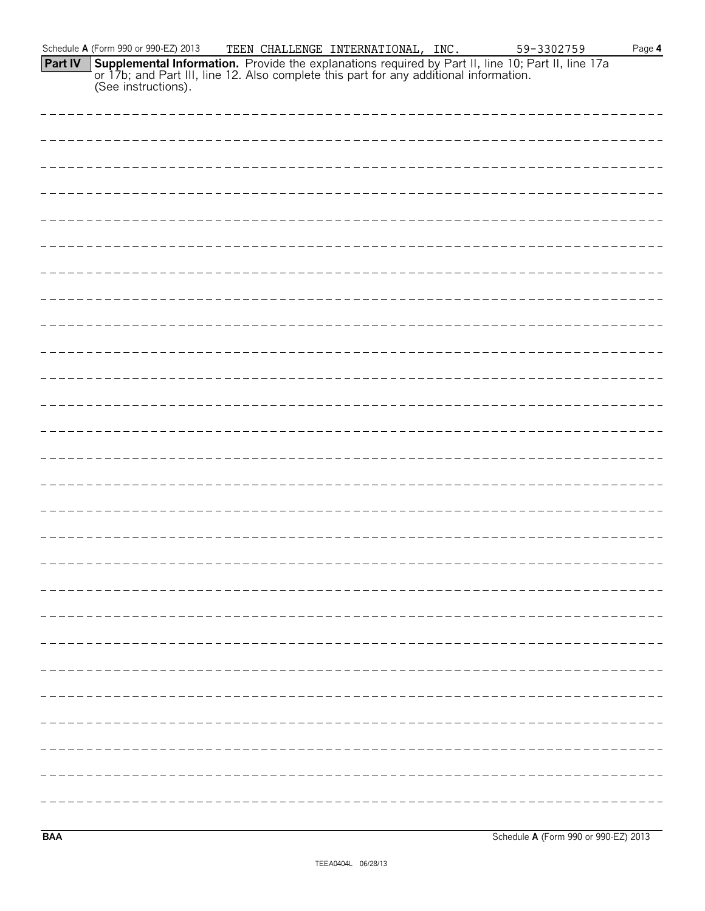Schedule **A** (Form 990 or 990-EZ) 2013 TEEN CHALLENGE INTERNATIONAL, INC. 59-3302759 Page **4**

**Part IV** **Supplemental Information.** Provide the explanations required by Part II, line 10; Part II, line 17a or 17b; and Part III, line 12. Also complete this part for any additional information. (See instructions).

**BAA** Schedule **A** (Form 990 or 990-EZ) 2013

TEEA0404L 06/28/13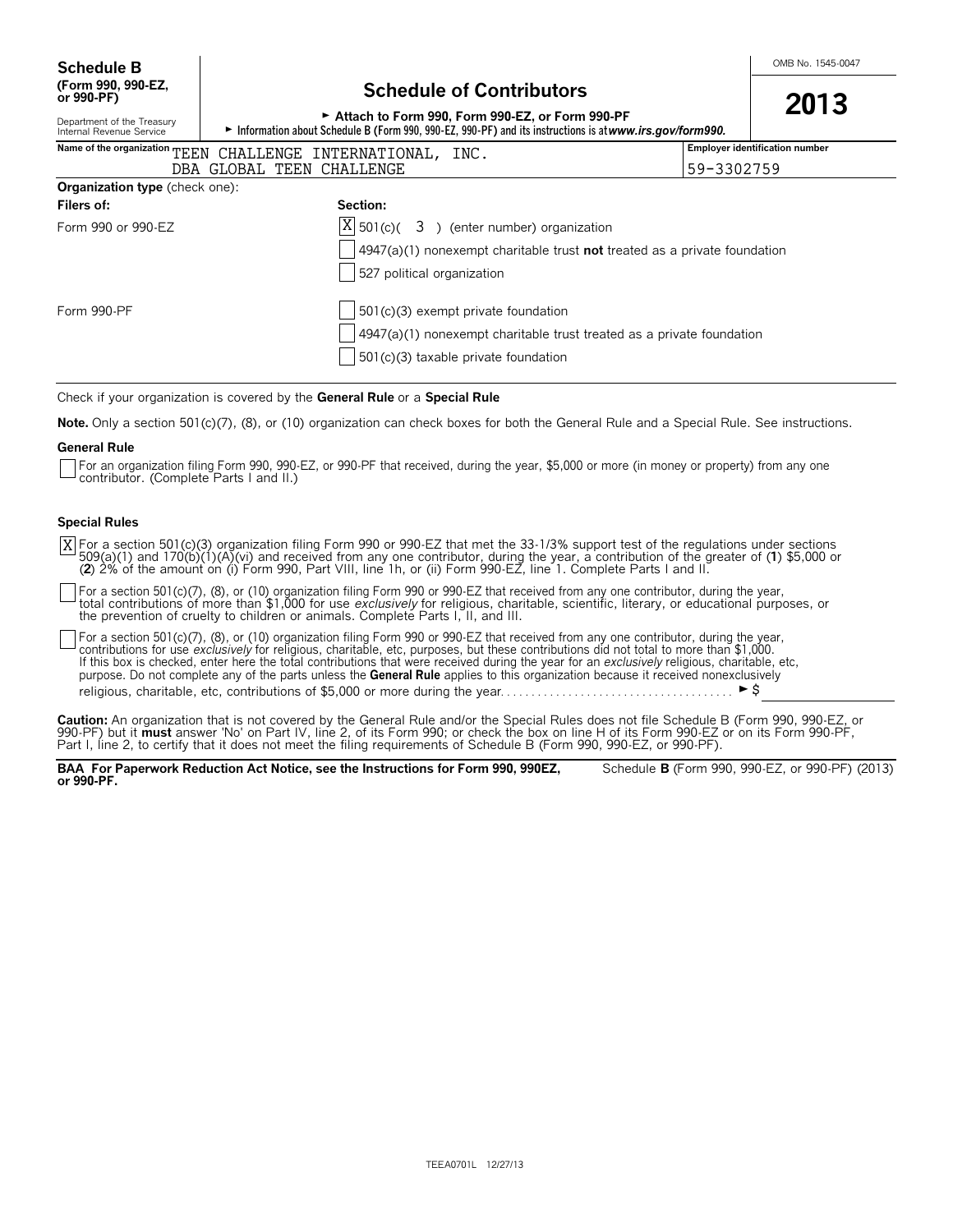**Schedule B**
**(Form 990, 990-EZ, or 990-PF)**

Department of the Treasury
Internal Revenue Service

# Schedule of Contributors

► **Attach to Form 990, Form 990-EZ, or Form 990-PF**
► **Information about Schedule B (Form 990, 990-EZ, 990-PF) and its instructions is at *www.irs.gov/form990.***

OMB No. 1545-0047

**2013**

| Name of the organization | Employer identification number |
|---|---|
| TEEN CHALLENGE INTERNATIONAL, INC. DBA GLOBAL TEEN CHALLENGE | 59-3302759 |

**Organization type** (check one):

| Filers of: | Section: |
|---|---|
| Form 990 or 990-EZ | [X] 501(c)( 3 ) (enter number) organization |
| | [ ] 4947(a)(1) nonexempt charitable trust **not** treated as a private foundation |
| | [ ] 527 political organization |
| Form 990-PF | [ ] 501(c)(3) exempt private foundation |
| | [ ] 4947(a)(1) nonexempt charitable trust treated as a private foundation |
| | [ ] 501(c)(3) taxable private foundation |

Check if your organization is covered by the **General Rule** or a **Special Rule**

**Note.** Only a section 501(c)(7), (8), or (10) organization can check boxes for both the General Rule and a Special Rule. See instructions.

**General Rule**

[ ] For an organization filing Form 990, 990-EZ, or 990-PF that received, during the year, $5,000 or more (in money or property) from any one contributor. (Complete Parts I and II.)

**Special Rules**

[X] For a section 501(c)(3) organization filing Form 990 or 990-EZ that met the 33-1/3% support test of the regulations under sections 509(a)(1) and 170(b)(1)(A)(vi) and received from any one contributor, during the year, a contribution of the greater of (**1**) $5,000 or (**2**) 2% of the amount on (i) Form 990, Part VIII, line 1h, or (ii) Form 990-EZ, line 1. Complete Parts I and II.

[ ] For a section 501(c)(7), (8), or (10) organization filing Form 990 or 990-EZ that received from any one contributor, during the year, total contributions of more than $1,000 for use *exclusively* for religious, charitable, scientific, literary, or educational purposes, or the prevention of cruelty to children or animals. Complete Parts I, II, and III.

[ ] For a section 501(c)(7), (8), or (10) organization filing Form 990 or 990-EZ that received from any one contributor, during the year, contributions for use *exclusively* for religious, charitable, etc, purposes, but these contributions did not total to more than $1,000. If this box is checked, enter here the total contributions that were received during the year for an *exclusively* religious, charitable, etc, purpose. Do not complete any of the parts unless the **General Rule** applies to this organization because it received nonexclusively religious, charitable, etc, contributions of $5,000 or more during the year. . . . . . . . . . . . . . . . . . . . . . . . . . . . . . . . . . . . . . ► $

**Caution:** An organization that is not covered by the General Rule and/or the Special Rules does not file Schedule B (Form 990, 990-EZ, or 990-PF) but it **must** answer 'No' on Part IV, line 2, of its Form 990; or check the box on line H of its Form 990-EZ or on its Form 990-PF, Part I, line 2, to certify that it does not meet the filing requirements of Schedule B (Form 990, 990-EZ, or 990-PF).

**BAA For Paperwork Reduction Act Notice, see the Instructions for Form 990, 990EZ, or 990-PF.** Schedule **B** (Form 990, 990-EZ, or 990-PF) (2013)

TEEA0701L 12/27/13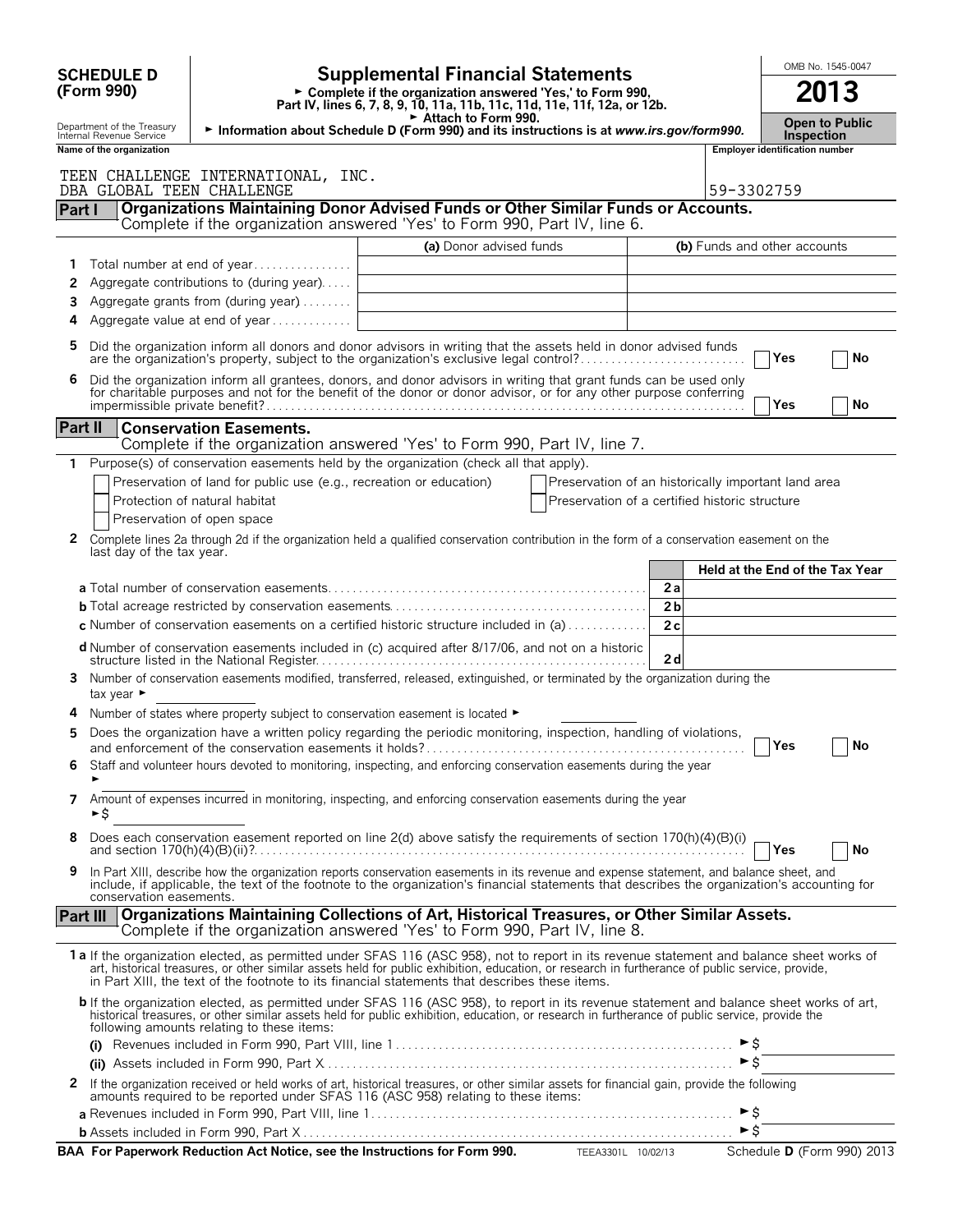**SCHEDULE D (Form 990)**

# Supplemental Financial Statements

► Complete if the organization answered 'Yes,' to Form 990, Part IV, lines 6, 7, 8, 9, 10, 11a, 11b, 11c, 11d, 11e, 11f, 12a, or 12b.

► Attach to Form 990.

► Information about Schedule D (Form 990) and its instructions is at *www.irs.gov/form990.*

OMB No. 1545-0047

**2013**

**Open to Public Inspection**

Department of the Treasury Internal Revenue Service

Name of the organization: TEEN CHALLENGE INTERNATIONAL, INC. DBA GLOBAL TEEN CHALLENGE

Employer identification number: 59-3302759

## Part I Organizations Maintaining Donor Advised Funds or Other Similar Funds or Accounts.

Complete if the organization answered 'Yes' to Form 990, Part IV, line 6.

| | | (a) Donor advised funds | (b) Funds and other accounts |
|---|---|---|---|
| 1 | Total number at end of year | | |
| 2 | Aggregate contributions to (during year) | | |
| 3 | Aggregate grants from (during year) | | |
| 4 | Aggregate value at end of year | | |

5 Did the organization inform all donors and donor advisors in writing that the assets held in donor advised funds are the organization's property, subject to the organization's exclusive legal control? ☐ Yes ☐ No

6 Did the organization inform all grantees, donors, and donor advisors in writing that grant funds can be used only for charitable purposes and not for the benefit of the donor or donor advisor, or for any other purpose conferring impermissible private benefit? ☐ Yes ☐ No

## Part II Conservation Easements.

Complete if the organization answered 'Yes' to Form 990, Part IV, line 7.

1 Purpose(s) of conservation easements held by the organization (check all that apply).

- ☐ Preservation of land for public use (e.g., recreation or education)
- ☐ Protection of natural habitat
- ☐ Preservation of open space
- ☐ Preservation of an historically important land area
- ☐ Preservation of a certified historic structure

2 Complete lines 2a through 2d if the organization held a qualified conservation contribution in the form of a conservation easement on the last day of the tax year.

| | | Held at the End of the Tax Year |
|---|---|---|
| **a** Total number of conservation easements | 2a | |
| **b** Total acreage restricted by conservation easements | 2b | |
| **c** Number of conservation easements on a certified historic structure included in (a) | 2c | |
| **d** Number of conservation easements included in (c) acquired after 8/17/06, and not on a historic structure listed in the National Register | 2d | |

3 Number of conservation easements modified, transferred, released, extinguished, or terminated by the organization during the tax year ►

4 Number of states where property subject to conservation easement is located ►

5 Does the organization have a written policy regarding the periodic monitoring, inspection, handling of violations, and enforcement of the conservation easements it holds? ☐ Yes ☐ No

6 Staff and volunteer hours devoted to monitoring, inspecting, and enforcing conservation easements during the year ►

7 Amount of expenses incurred in monitoring, inspecting, and enforcing conservation easements during the year ►$

8 Does each conservation easement reported on line 2(d) above satisfy the requirements of section 170(h)(4)(B)(i) and section 170(h)(4)(B)(ii)? ☐ Yes ☐ No

9 In Part XIII, describe how the organization reports conservation easements in its revenue and expense statement, and balance sheet, and include, if applicable, the text of the footnote to the organization's financial statements that describes the organization's accounting for conservation easements.

## Part III Organizations Maintaining Collections of Art, Historical Treasures, or Other Similar Assets.

Complete if the organization answered 'Yes' to Form 990, Part IV, line 8.

**1a** If the organization elected, as permitted under SFAS 116 (ASC 958), not to report in its revenue statement and balance sheet works of art, historical treasures, or other similar assets held for public exhibition, education, or research in furtherance of public service, provide, in Part XIII, the text of the footnote to its financial statements that describes these items.

**b** If the organization elected, as permitted under SFAS 116 (ASC 958), to report in its revenue statement and balance sheet works of art, historical treasures, or other similar assets held for public exhibition, education, or research in furtherance of public service, provide the following amounts relating to these items:

**(i)** Revenues included in Form 990, Part VIII, line 1 ►$

**(ii)** Assets included in Form 990, Part X ►$

2 If the organization received or held works of art, historical treasures, or other similar assets for financial gain, provide the following amounts required to be reported under SFAS 116 (ASC 958) relating to these items:

**a** Revenues included in Form 990, Part VIII, line 1 ►$

**b** Assets included in Form 990, Part X ►$

**BAA For Paperwork Reduction Act Notice, see the Instructions for Form 990.** TEEA3301L 10/02/13 Schedule **D** (Form 990) 2013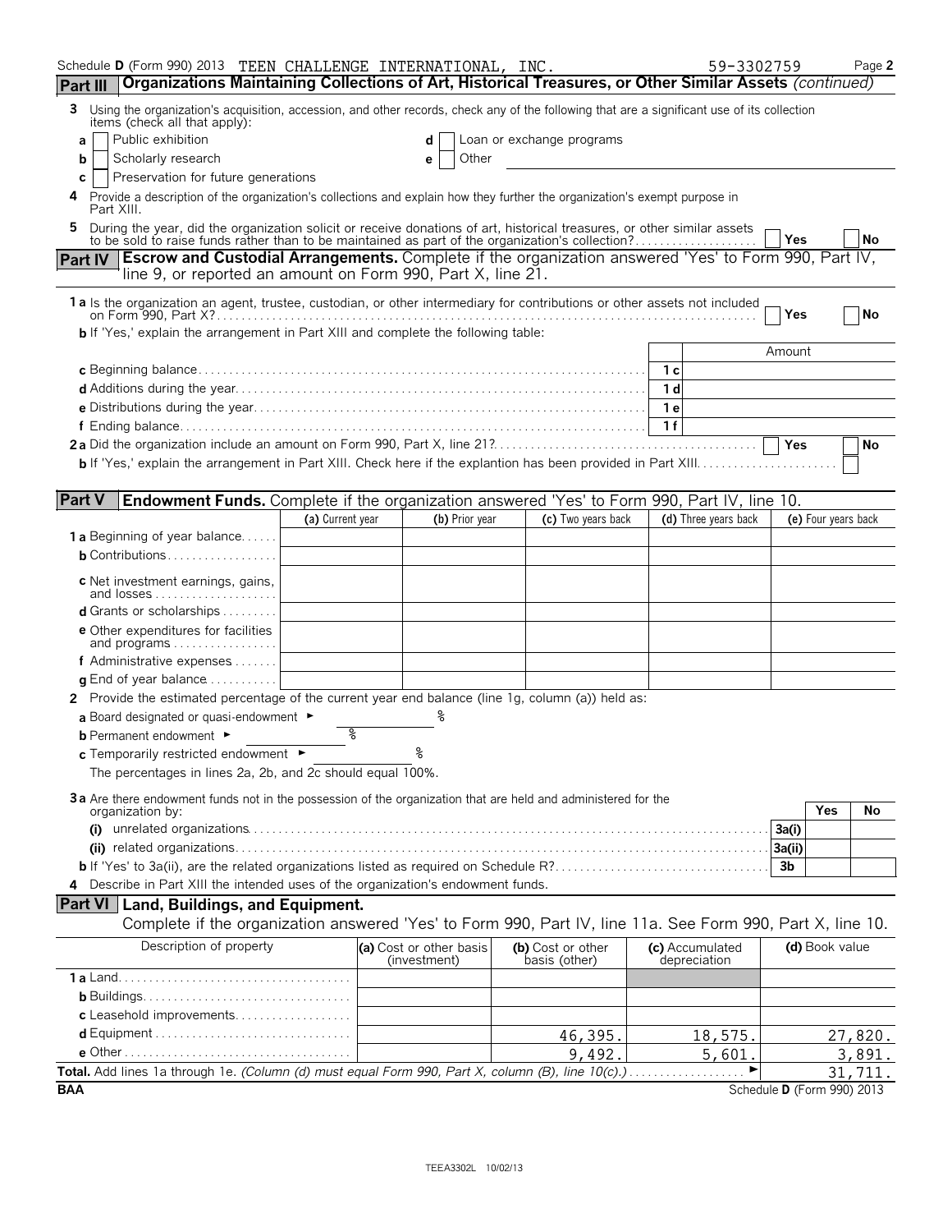Schedule D (Form 990) 2013 TEEN CHALLENGE INTERNATIONAL, INC. 59-3302759 Page 2

## Part III Organizations Maintaining Collections of Art, Historical Treasures, or Other Similar Assets *(continued)*

**3** Using the organization's acquisition, accession, and other records, check any of the following that are a significant use of its collection items (check all that apply):

- **a** ☐ Public exhibition
- **b** ☐ Scholarly research
- **c** ☐ Preservation for future generations
- **d** ☐ Loan or exchange programs
- **e** ☐ Other

**4** Provide a description of the organization's collections and explain how they further the organization's exempt purpose in Part XIII.

**5** During the year, did the organization solicit or receive donations of art, historical treasures, or other similar assets to be sold to raise funds rather than to be maintained as part of the organization's collection? ☐ Yes ☐ No

## Part IV Escrow and Custodial Arrangements. 

Complete if the organization answered 'Yes' to Form 990, Part IV, line 9, or reported an amount on Form 990, Part X, line 21.

**1a** Is the organization an agent, trustee, custodian, or other intermediary for contributions or other assets not included on Form 990, Part X? ☐ Yes ☐ No

**b** If 'Yes,' explain the arrangement in Part XIII and complete the following table:

| | | Amount |
|---|---|---|
| **c** Beginning balance | 1c | |
| **d** Additions during the year | 1d | |
| **e** Distributions during the year | 1e | |
| **f** Ending balance | 1f | |

**2a** Did the organization include an amount on Form 990, Part X, line 21? ☐ Yes ☐ No

**b** If 'Yes,' explain the arrangement in Part XIII. Check here if the explantion has been provided in Part XIII ☐

## Part V Endowment Funds. 

Complete if the organization answered 'Yes' to Form 990, Part IV, line 10.

| | (a) Current year | (b) Prior year | (c) Two years back | (d) Three years back | (e) Four years back |
|---|---|---|---|---|---|
| **1a** Beginning of year balance | | | | | |
| **b** Contributions | | | | | |
| **c** Net investment earnings, gains, and losses | | | | | |
| **d** Grants or scholarships | | | | | |
| **e** Other expenditures for facilities and programs | | | | | |
| **f** Administrative expenses | | | | | |
| **g** End of year balance | | | | | |

**2** Provide the estimated percentage of the current year end balance (line 1g, column (a)) held as:

- **a** Board designated or quasi-endowment ► %
- **b** Permanent endowment ► %
- **c** Temporarily restricted endowment ► %

The percentages in lines 2a, 2b, and 2c should equal 100%.

**3a** Are there endowment funds not in the possession of the organization that are held and administered for the organization by:

| | | Yes | No |
|---|---|---|---|
| **(i)** unrelated organizations | 3a(i) | | |
| **(ii)** related organizations | 3a(ii) | | |
| **b** If 'Yes' to 3a(ii), are the related organizations listed as required on Schedule R? | 3b | | |

**4** Describe in Part XIII the intended uses of the organization's endowment funds.

## Part VI Land, Buildings, and Equipment.

Complete if the organization answered 'Yes' to Form 990, Part IV, line 11a. See Form 990, Part X, line 10.

| Description of property | (a) Cost or other basis (investment) | (b) Cost or other basis (other) | (c) Accumulated depreciation | (d) Book value |
|---|---|---|---|---|
| **1a** Land | | | | |
| **b** Buildings | | | | |
| **c** Leasehold improvements | | | | |
| **d** Equipment | | 46,395. | 18,575. | 27,820. |
| **e** Other | | 9,492. | 5,601. | 3,891. |
| **Total.** Add lines 1a through 1e. *(Column (d) must equal Form 990, Part X, column (B), line 10(c).)* ► | | | | 31,711. |

BAA Schedule D (Form 990) 2013

TEEA3302L 10/02/13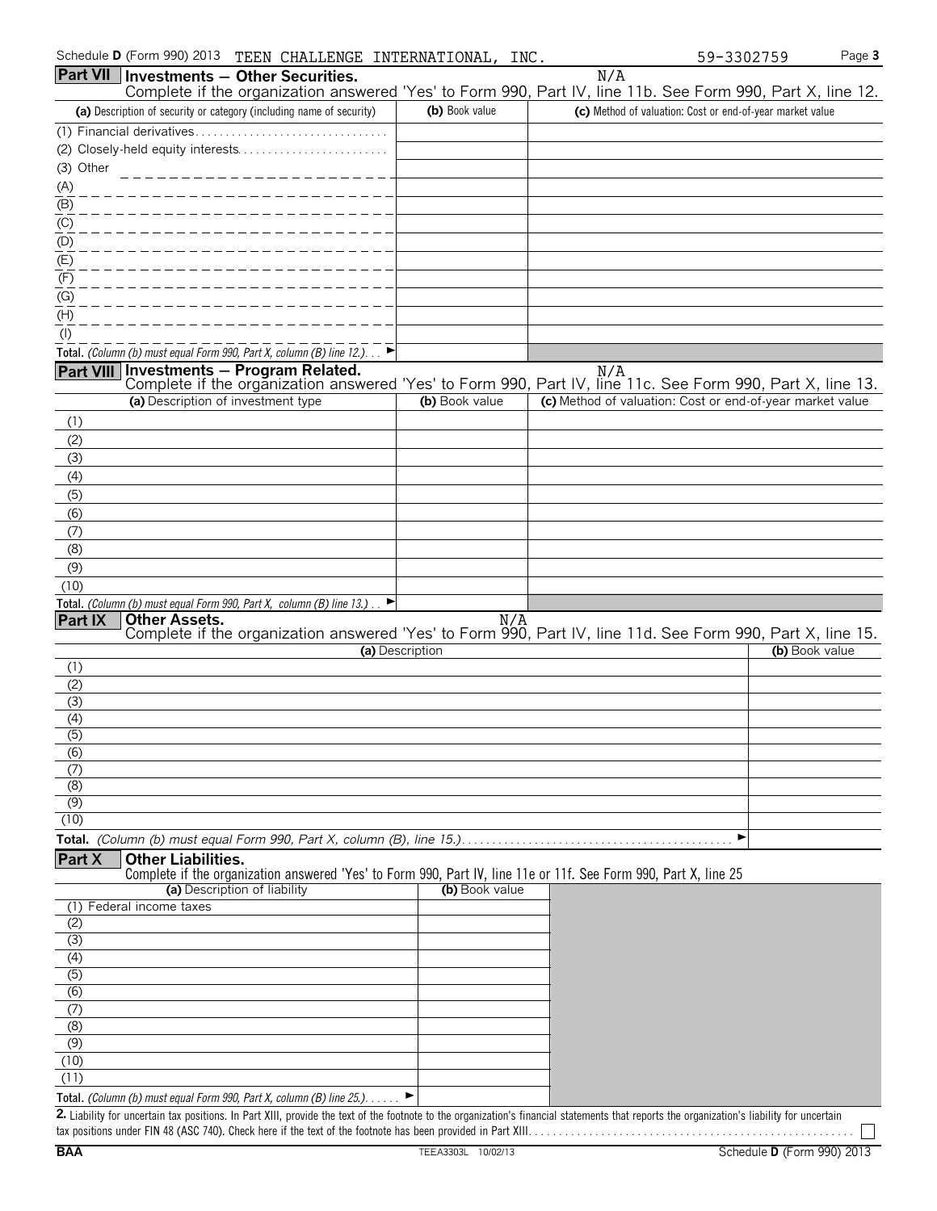Schedule D (Form 990) 2013 TEEN CHALLENGE INTERNATIONAL, INC. 59-3302759

## Part VII Investments — Other Securities.

N/A

Complete if the organization answered 'Yes' to Form 990, Part IV, line 11b. See Form 990, Part X, line 12.

| (a) Description of security or category (including name of security) | (b) Book value | (c) Method of valuation: Cost or end-of-year market value |
|---|---|---|
| (1) Financial derivatives | | |
| (2) Closely-held equity interests | | |
| (3) Other | | |
| (A) | | |
| (B) | | |
| (C) | | |
| (D) | | |
| (E) | | |
| (F) | | |
| (G) | | |
| (H) | | |
| (I) | | |
| **Total.** *(Column (b) must equal Form 990, Part X, column (B) line 12.)* ► | | |

## Part VIII Investments — Program Related.

N/A

Complete if the organization answered 'Yes' to Form 990, Part IV, line 11c. See Form 990, Part X, line 13.

| (a) Description of investment type | (b) Book value | (c) Method of valuation: Cost or end-of-year market value |
|---|---|---|
| (1) | | |
| (2) | | |
| (3) | | |
| (4) | | |
| (5) | | |
| (6) | | |
| (7) | | |
| (8) | | |
| (9) | | |
| (10) | | |
| **Total.** *(Column (b) must equal Form 990, Part X, column (B) line 13.)* ► | | |

## Part IX Other Assets.

N/A

Complete if the organization answered 'Yes' to Form 990, Part IV, line 11d. See Form 990, Part X, line 15.

| (a) Description | (b) Book value |
|---|---|
| (1) | |
| (2) | |
| (3) | |
| (4) | |
| (5) | |
| (6) | |
| (7) | |
| (8) | |
| (9) | |
| (10) | |
| **Total.** *(Column (b) must equal Form 990, Part X, column (B), line 15.)* ► | |

## Part X Other Liabilities.

Complete if the organization answered 'Yes' to Form 990, Part IV, line 11e or 11f. See Form 990, Part X, line 25

| (a) Description of liability | (b) Book value |
|---|---|
| (1) Federal income taxes | |
| (2) | |
| (3) | |
| (4) | |
| (5) | |
| (6) | |
| (7) | |
| (8) | |
| (9) | |
| (10) | |
| (11) | |
| **Total.** *(Column (b) must equal Form 990, Part X, column (B) line 25.)* ► | |

**2.** Liability for uncertain tax positions. In Part XIII, provide the text of the footnote to the organization's financial statements that reports the organization's liability for uncertain tax positions under FIN 48 (ASC 740). Check here if the text of the footnote has been provided in Part XIII ☐

BAA TEEA3303L 10/02/13 Schedule D (Form 990) 2013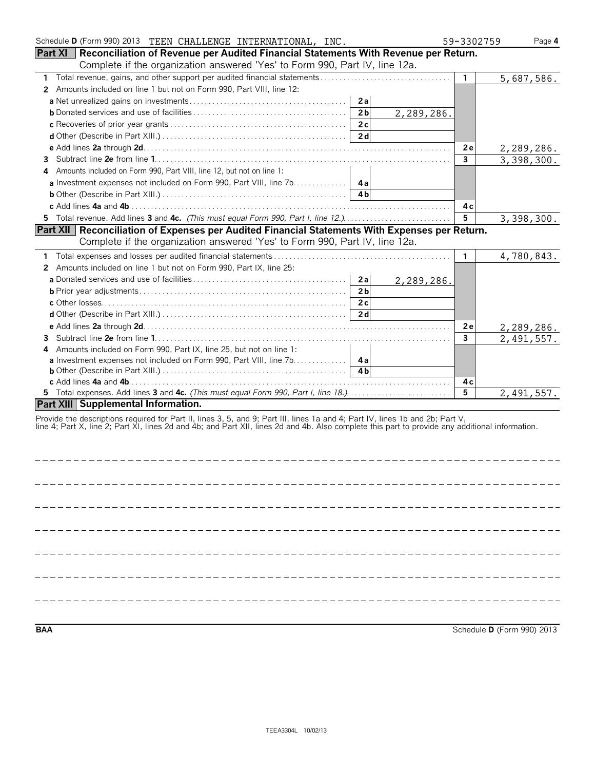Schedule D (Form 990) 2013 TEEN CHALLENGE INTERNATIONAL, INC. 59-3302759 Page 4

## Part XI Reconciliation of Revenue per Audited Financial Statements With Revenue per Return.

Complete if the organization answered 'Yes' to Form 990, Part IV, line 12a.

| | | | | |
|---|---|---|---|---|
| **1** Total revenue, gains, and other support per audited financial statements | | | 1 | 5,687,586. |
| **2** Amounts included on line 1 but not on Form 990, Part VIII, line 12: | | | | |
| **a** Net unrealized gains on investments | 2a | | | |
| **b** Donated services and use of facilities | 2b | 2,289,286. | | |
| **c** Recoveries of prior year grants | 2c | | | |
| **d** Other (Describe in Part XIII.) | 2d | | | |
| **e** Add lines **2a** through **2d** | | | 2e | 2,289,286. |
| **3** Subtract line **2e** from line **1** | | | 3 | 3,398,300. |
| **4** Amounts included on Form 990, Part VIII, line 12, but not on line 1: | | | | |
| **a** Investment expenses not included on Form 990, Part VIII, line 7b | 4a | | | |
| **b** Other (Describe in Part XIII.) | 4b | | | |
| **c** Add lines **4a** and **4b** | | | 4c | |
| **5** Total revenue. Add lines **3** and **4c.** *(This must equal Form 990, Part I, line 12.)* | | | 5 | 3,398,300. |

## Part XII Reconciliation of Expenses per Audited Financial Statements With Expenses per Return.

Complete if the organization answered 'Yes' to Form 990, Part IV, line 12a.

| | | | | |
|---|---|---|---|---|
| **1** Total expenses and losses per audited financial statements | | | 1 | 4,780,843. |
| **2** Amounts included on line 1 but not on Form 990, Part IX, line 25: | | | | |
| **a** Donated services and use of facilities | 2a | 2,289,286. | | |
| **b** Prior year adjustments | 2b | | | |
| **c** Other losses | 2c | | | |
| **d** Other (Describe in Part XIII.) | 2d | | | |
| **e** Add lines **2a** through **2d** | | | 2e | 2,289,286. |
| **3** Subtract line **2e** from line **1** | | | 3 | 2,491,557. |
| **4** Amounts included on Form 990, Part IX, line 25, but not on line 1: | | | | |
| **a** Investment expenses not included on Form 990, Part VIII, line 7b | 4a | | | |
| **b** Other (Describe in Part XIII.) | 4b | | | |
| **c** Add lines **4a** and **4b** | | | 4c | |
| **5** Total expenses. Add lines **3** and **4c.** *(This must equal Form 990, Part I, line 18.)* | | | 5 | 2,491,557. |

## Part XIII Supplemental Information.

Provide the descriptions required for Part II, lines 3, 5, and 9; Part III, lines 1a and 4; Part IV, lines 1b and 2b; Part V, line 4; Part X, line 2; Part XI, lines 2d and 4b; and Part XII, lines 2d and 4b. Also complete this part to provide any additional information.

BAA Schedule D (Form 990) 2013

TEEA3304L 10/02/13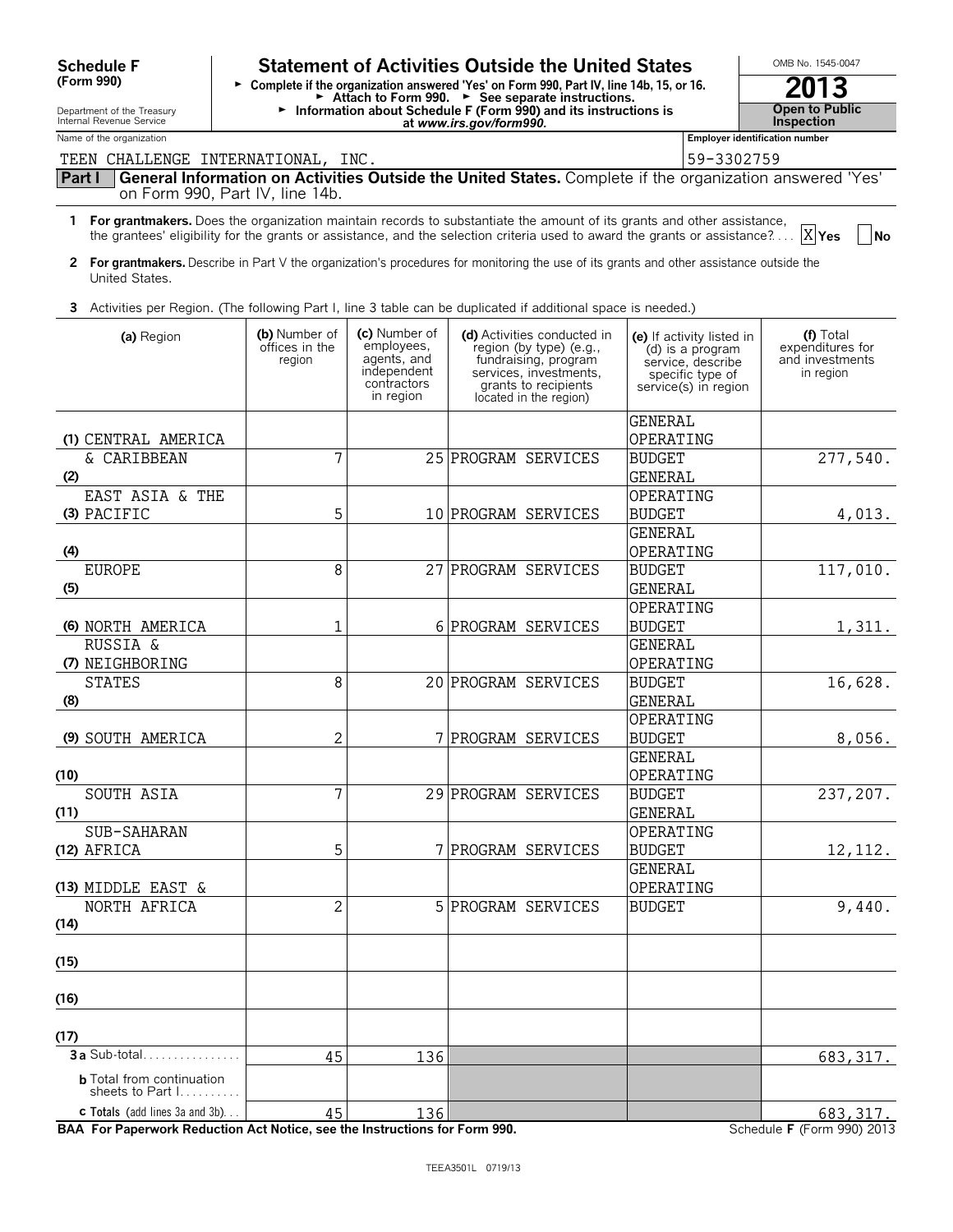**Schedule F (Form 990)**

Department of the Treasury
Internal Revenue Service

# Statement of Activities Outside the United States

► Complete if the organization answered 'Yes' on Form 990, Part IV, line 14b, 15, or 16.
► Attach to Form 990. ► See separate instructions.
► Information about Schedule F (Form 990) and its instructions is at *www.irs.gov/form990.*

OMB No. 1545-0047

**2013**

**Open to Public Inspection**

Name of the organization: TEEN CHALLENGE INTERNATIONAL, INC.

Employer identification number: 59-3302759

**Part I | General Information on Activities Outside the United States.** Complete if the organization answered 'Yes' on Form 990, Part IV, line 14b.

**1 For grantmakers.** Does the organization maintain records to substantiate the amount of its grants and other assistance, the grantees' eligibility for the grants or assistance, and the selection criteria used to award the grants or assistance? .... [X] Yes [ ] No

**2 For grantmakers.** Describe in Part V the organization's procedures for monitoring the use of its grants and other assistance outside the United States.

**3** Activities per Region. (The following Part I, line 3 table can be duplicated if additional space is needed.)

| (a) Region | (b) Number of offices in the region | (c) Number of employees, agents, and independent contractors in region | (d) Activities conducted in region (by type) (e.g., fundraising, program services, investments, grants to recipients located in the region) | (e) If activity listed in (d) is a program service, describe specific type of service(s) in region | (f) Total expenditures for and investments in region |
|---|---|---|---|---|---|
| (1) CENTRAL AMERICA & CARIBBEAN | 7 | 25 | PROGRAM SERVICES | GENERAL OPERATING BUDGET | 277,540. |
| (2) EAST ASIA & THE PACIFIC | 5 | 10 | PROGRAM SERVICES | GENERAL OPERATING BUDGET | 4,013. |
| (3) EUROPE | 8 | 27 | PROGRAM SERVICES | GENERAL OPERATING BUDGET | 117,010. |
| (4) NORTH AMERICA | 1 | 6 | PROGRAM SERVICES | GENERAL OPERATING BUDGET | 1,311. |
| (5) RUSSIA & NEIGHBORING STATES | 8 | 20 | PROGRAM SERVICES | GENERAL OPERATING BUDGET | 16,628. |
| (6) SOUTH AMERICA | 2 | 7 | PROGRAM SERVICES | GENERAL OPERATING BUDGET | 8,056. |
| (7) SOUTH ASIA | 7 | 29 | PROGRAM SERVICES | GENERAL OPERATING BUDGET | 237,207. |
| (8) SUB-SAHARAN AFRICA | 5 | 7 | PROGRAM SERVICES | GENERAL OPERATING BUDGET | 12,112. |
| (9) MIDDLE EAST & NORTH AFRICA | 2 | 5 | PROGRAM SERVICES | GENERAL OPERATING BUDGET | 9,440. |
| (10) | | | | | |
| (11) | | | | | |
| (12) | | | | | |
| (13) | | | | | |
| (14) | | | | | |
| (15) | | | | | |
| (16) | | | | | |
| (17) | | | | | |
| **3a** Sub-total | 45 | 136 | | | 683,317. |
| **b** Total from continuation sheets to Part I | | | | | |
| **c Totals** (add lines 3a and 3b) | 45 | 136 | | | 683,317. |

**BAA For Paperwork Reduction Act Notice, see the Instructions for Form 990.** Schedule **F** (Form 990) 2013

TEEA3501L 07/19/13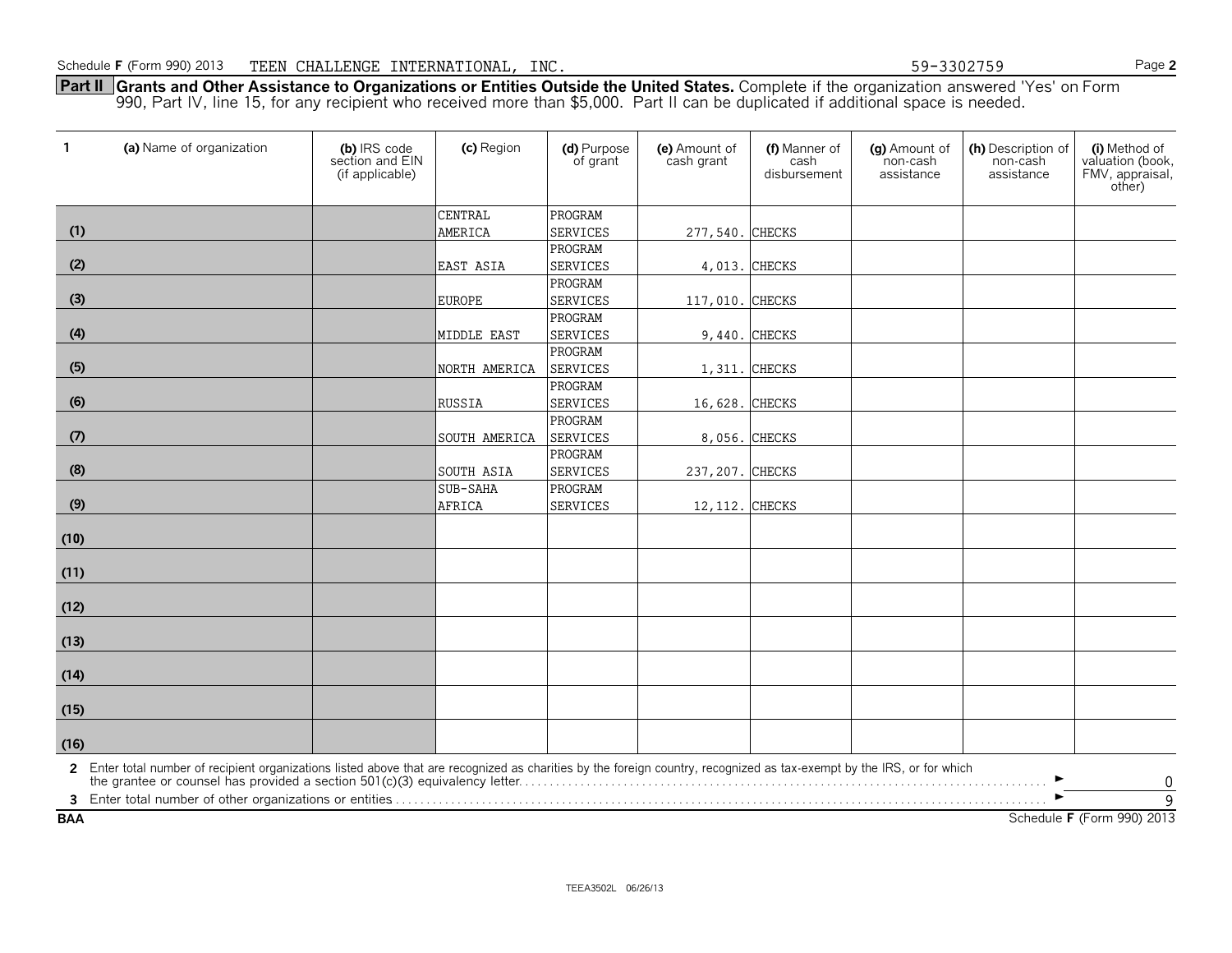Schedule F (Form 990) 2013 TEEN CHALLENGE INTERNATIONAL, INC. 59-3302759

**Part II Grants and Other Assistance to Organizations or Entities Outside the United States.** Complete if the organization answered 'Yes' on Form 990, Part IV, line 15, for any recipient who received more than $5,000. Part II can be duplicated if additional space is needed.

| 1 | (a) Name of organization | (b) IRS code section and EIN (if applicable) | (c) Region | (d) Purpose of grant | (e) Amount of cash grant | (f) Manner of cash disbursement | (g) Amount of non-cash assistance | (h) Description of non-cash assistance | (i) Method of valuation (book, FMV, appraisal, other) |
|---|---|---|---|---|---|---|---|---|---|
| (1) | | | CENTRAL AMERICA | PROGRAM SERVICES | 277,540. | CHECKS | | | |
| (2) | | | EAST ASIA | PROGRAM SERVICES | 4,013. | CHECKS | | | |
| (3) | | | EUROPE | PROGRAM SERVICES | 117,010. | CHECKS | | | |
| (4) | | | MIDDLE EAST | PROGRAM SERVICES | 9,440. | CHECKS | | | |
| (5) | | | NORTH AMERICA | PROGRAM SERVICES | 1,311. | CHECKS | | | |
| (6) | | | RUSSIA | PROGRAM SERVICES | 16,628. | CHECKS | | | |
| (7) | | | SOUTH AMERICA | PROGRAM SERVICES | 8,056. | CHECKS | | | |
| (8) | | | SOUTH ASIA | PROGRAM SERVICES | 237,207. | CHECKS | | | |
| (9) | | | SUB-SAHA AFRICA | PROGRAM SERVICES | 12,112. | CHECKS | | | |
| (10) | | | | | | | | | |
| (11) | | | | | | | | | |
| (12) | | | | | | | | | |
| (13) | | | | | | | | | |
| (14) | | | | | | | | | |
| (15) | | | | | | | | | |
| (16) | | | | | | | | | |

**2** Enter total number of recipient organizations listed above that are recognized as charities by the foreign country, recognized as tax-exempt by the IRS, or for which the grantee or counsel has provided a section 501(c)(3) equivalency letter ► 0

**3** Enter total number of other organizations or entities ► 9

BAA Schedule F (Form 990) 2013

TEEA3502L 06/26/13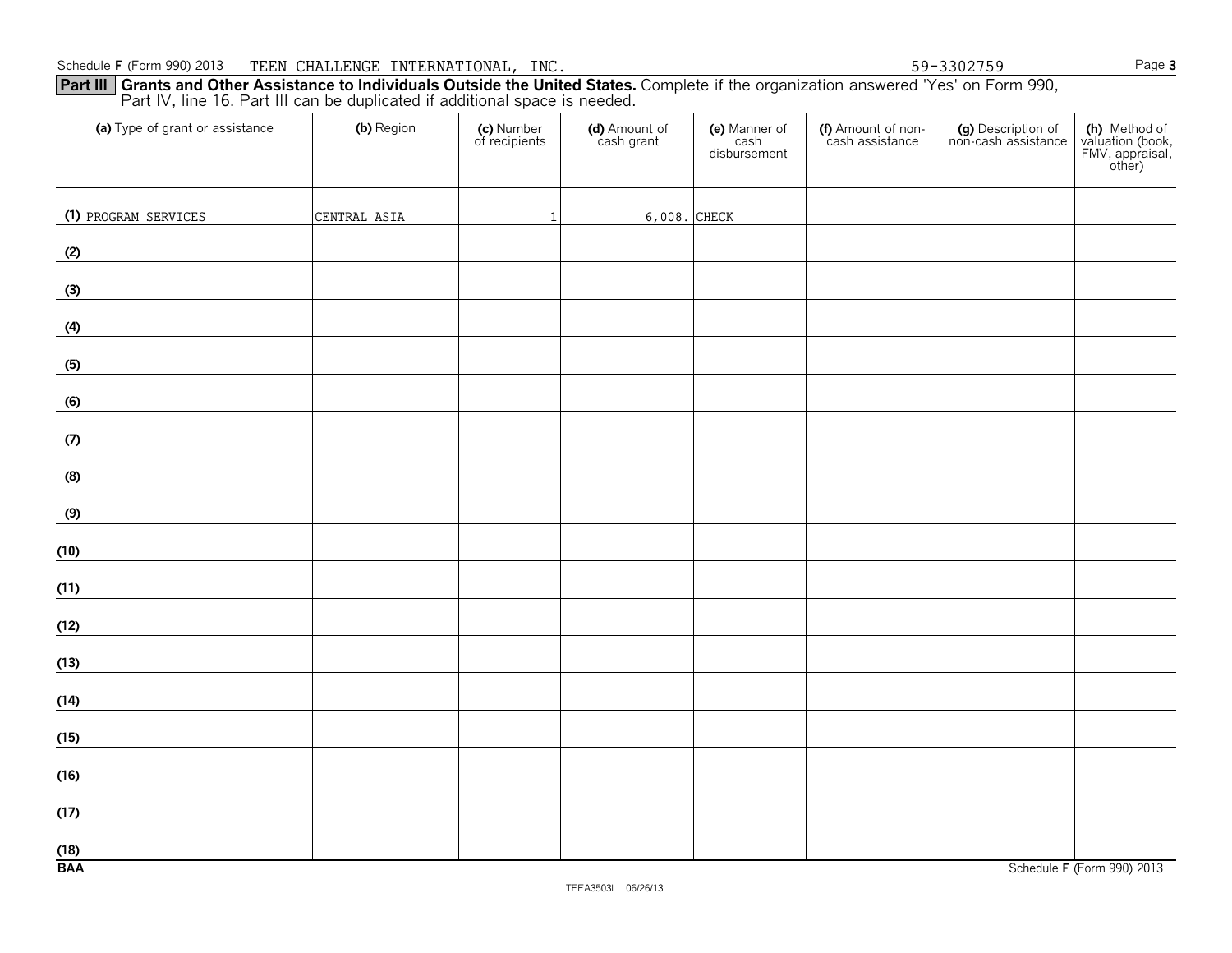Schedule F (Form 990) 2013 TEEN CHALLENGE INTERNATIONAL, INC. 59-3302759 Page 3

**Part III** **Grants and Other Assistance to Individuals Outside the United States.** Complete if the organization answered 'Yes' on Form 990, Part IV, line 16. Part III can be duplicated if additional space is needed.

| | (a) Type of grant or assistance | (b) Region | (c) Number of recipients | (d) Amount of cash grant | (e) Manner of cash disbursement | (f) Amount of non-cash assistance | (g) Description of non-cash assistance | (h) Method of valuation (book, FMV, appraisal, other) |
|---|---|---|---|---|---|---|---|---|
| (1) | PROGRAM SERVICES | CENTRAL ASIA | 1 | 6,008. | CHECK | | | |
| (2) | | | | | | | | |
| (3) | | | | | | | | |
| (4) | | | | | | | | |
| (5) | | | | | | | | |
| (6) | | | | | | | | |
| (7) | | | | | | | | |
| (8) | | | | | | | | |
| (9) | | | | | | | | |
| (10) | | | | | | | | |
| (11) | | | | | | | | |
| (12) | | | | | | | | |
| (13) | | | | | | | | |
| (14) | | | | | | | | |
| (15) | | | | | | | | |
| (16) | | | | | | | | |
| (17) | | | | | | | | |
| (18) | | | | | | | | |

BAA Schedule F (Form 990) 2013

TEEA3503L 06/26/13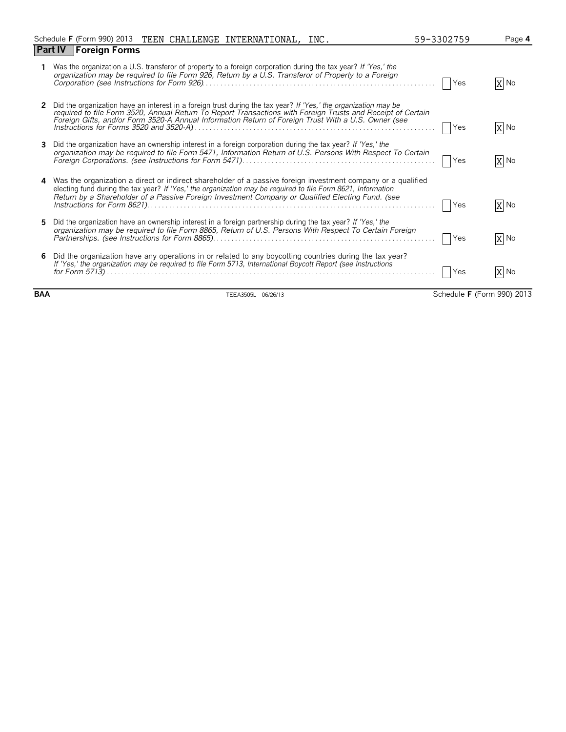Schedule **F** (Form 990) 2013 TEEN CHALLENGE INTERNATIONAL, INC. 59-3302759

## Part IV Foreign Forms

**1** Was the organization a U.S. transferor of property to a foreign corporation during the tax year? *If 'Yes,' the organization may be required to file Form 926, Return by a U.S. Transferor of Property to a Foreign Corporation (see Instructions for Form 926)* . . . . [ ] Yes [X] No

**2** Did the organization have an interest in a foreign trust during the tax year? *If 'Yes,' the organization may be required to file Form 3520, Annual Return To Report Transactions with Foreign Trusts and Receipt of Certain Foreign Gifts, and/or Form 3520-A Annual Information Return of Foreign Trust With a U.S. Owner (see Instructions for Forms 3520 and 3520-A)* . . . . [ ] Yes [X] No

**3** Did the organization have an ownership interest in a foreign corporation during the tax year? *If 'Yes,' the organization may be required to file Form 5471, Information Return of U.S. Persons With Respect To Certain Foreign Corporations. (see Instructions for Form 5471)* . . . . [ ] Yes [X] No

**4** Was the organization a direct or indirect shareholder of a passive foreign investment company or a qualified electing fund during the tax year? *If 'Yes,' the organization may be required to file Form 8621, Information Return by a Shareholder of a Passive Foreign Investment Company or Qualified Electing Fund. (see Instructions for Form 8621)* . . . . [ ] Yes [X] No

**5** Did the organization have an ownership interest in a foreign partnership during the tax year? *If 'Yes,' the organization may be required to file Form 8865, Return of U.S. Persons With Respect To Certain Foreign Partnerships. (see Instructions for Form 8865)* . . . . [ ] Yes [X] No

**6** Did the organization have any operations in or related to any boycotting countries during the tax year? *If 'Yes,' the organization may be required to file Form 5713, International Boycott Report (see Instructions for Form 5713)* . . . . [ ] Yes [X] No

**BAA** TEEA3505L 06/26/13 Schedule **F** (Form 990) 2013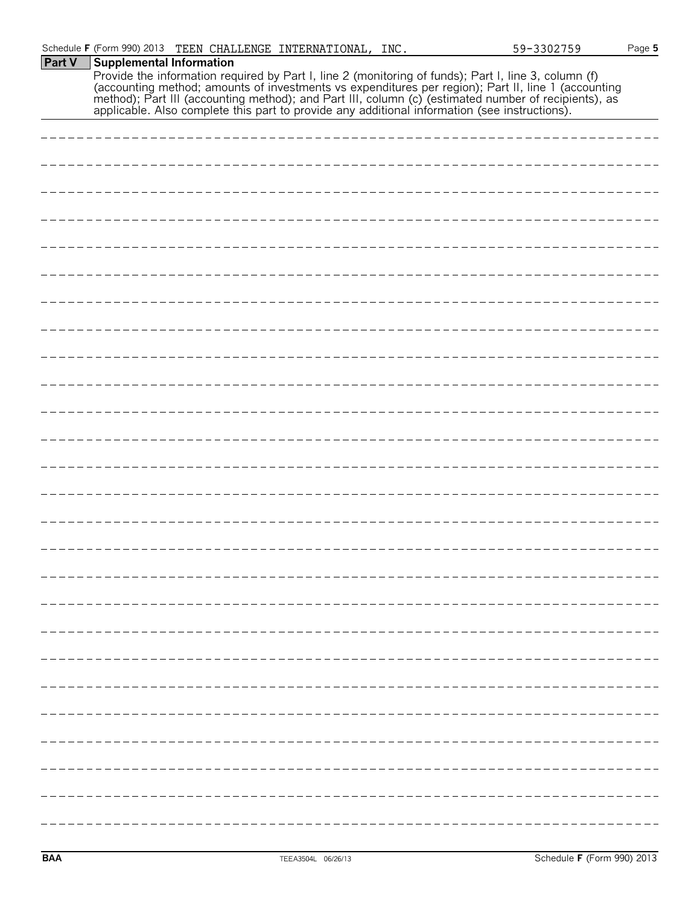Schedule F (Form 990) 2013 TEEN CHALLENGE INTERNATIONAL, INC. 59-3302759

## Part V Supplemental Information

Provide the information required by Part I, line 2 (monitoring of funds); Part I, line 3, column (f) (accounting method; amounts of investments vs expenditures per region); Part II, line 1 (accounting method); Part III (accounting method); and Part III, column (c) (estimated number of recipients), as applicable. Also complete this part to provide any additional information (see instructions).

BAA TEEA3504L 06/26/13 Schedule F (Form 990) 2013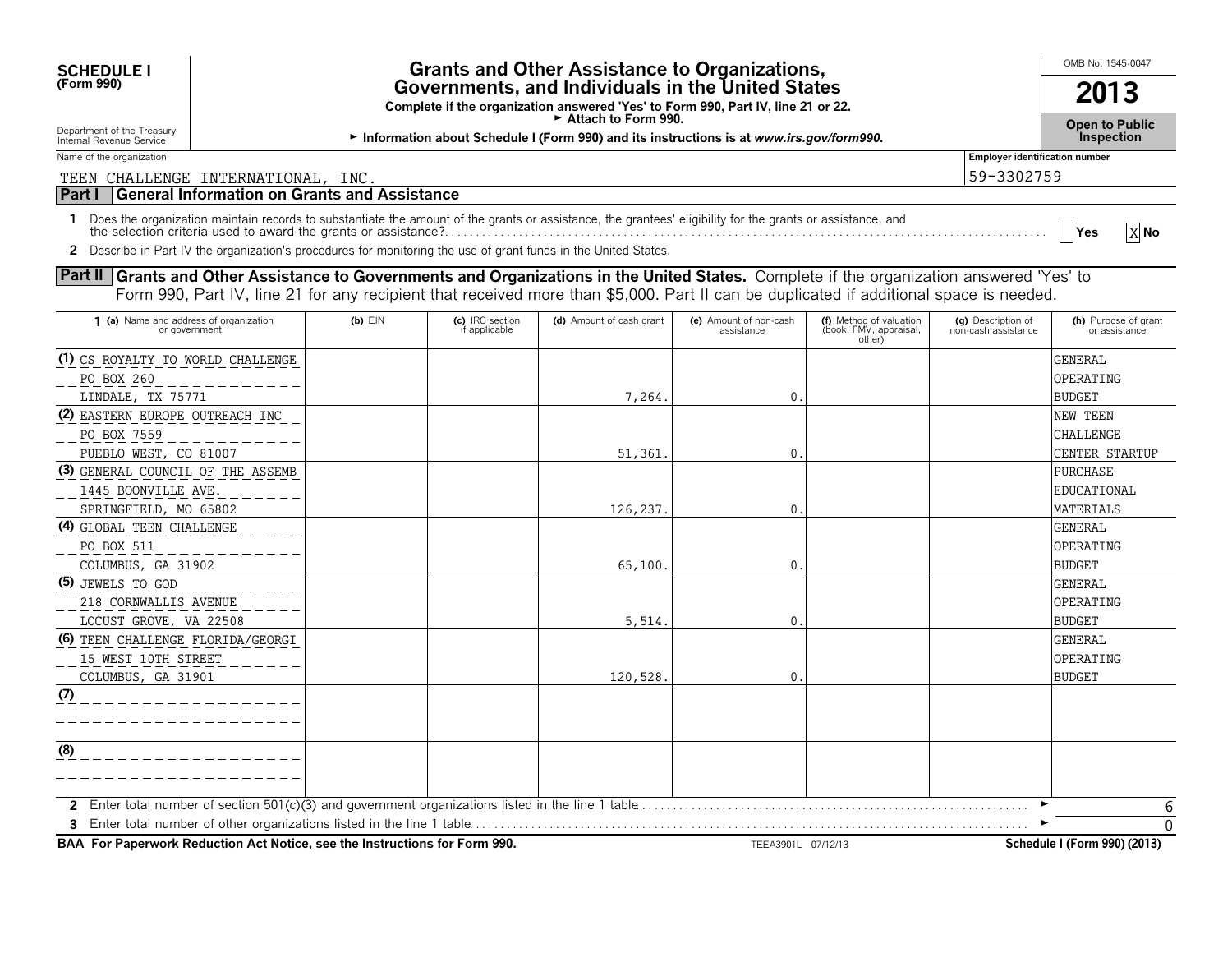**SCHEDULE I**
**(Form 990)**

Department of the Treasury
Internal Revenue Service

# Grants and Other Assistance to Organizations, Governments, and Individuals in the United States

**Complete if the organization answered 'Yes' to Form 990, Part IV, line 21 or 22.**
► **Attach to Form 990.**
► **Information about Schedule I (Form 990) and its instructions is at www.irs.gov/form990.**

OMB No. 1545-0047

**2013**

**Open to Public Inspection**

Name of the organization: TEEN CHALLENGE INTERNATIONAL, INC.

Employer identification number: 59-3302759

## Part I — General Information on Grants and Assistance

1 Does the organization maintain records to substantiate the amount of the grants or assistance, the grantees' eligibility for the grants or assistance, and the selection criteria used to award the grants or assistance? ☐ Yes ☒ No

2 Describe in Part IV the organization's procedures for monitoring the use of grant funds in the United States.

## Part II — Grants and Other Assistance to Governments and Organizations in the United States.

Complete if the organization answered 'Yes' to Form 990, Part IV, line 21 for any recipient that received more than $5,000. Part II can be duplicated if additional space is needed.

| 1 (a) Name and address of organization or government | (b) EIN | (c) IRC section if applicable | (d) Amount of cash grant | (e) Amount of non-cash assistance | (f) Method of valuation (book, FMV, appraisal, other) | (g) Description of non-cash assistance | (h) Purpose of grant or assistance |
|---|---|---|---|---|---|---|---|
| (1) CS ROYALTY TO WORLD CHALLENGE<br>PO BOX 260<br>LINDALE, TX 75771 | | | 7,264. | 0. | | | GENERAL OPERATING BUDGET |
| (2) EASTERN EUROPE OUTREACH INC<br>PO BOX 7559<br>PUEBLO WEST, CO 81007 | | | 51,361. | 0. | | | NEW TEEN CHALLENGE CENTER STARTUP |
| (3) GENERAL COUNCIL OF THE ASSEMB<br>1445 BOONVILLE AVE.<br>SPRINGFIELD, MO 65802 | | | 126,237. | 0. | | | PURCHASE EDUCATIONAL MATERIALS |
| (4) GLOBAL TEEN CHALLENGE<br>PO BOX 511<br>COLUMBUS, GA 31902 | | | 65,100. | 0. | | | GENERAL OPERATING BUDGET |
| (5) JEWELS TO GOD<br>218 CORNWALLIS AVENUE<br>LOCUST GROVE, VA 22508 | | | 5,514. | 0. | | | GENERAL OPERATING BUDGET |
| (6) TEEN CHALLENGE FLORIDA/GEORGI<br>15 WEST 10TH STREET<br>COLUMBUS, GA 31901 | | | 120,528. | 0. | | | GENERAL OPERATING BUDGET |
| (7) | | | | | | | |
| (8) | | | | | | | |

2 Enter total number of section 501(c)(3) and government organizations listed in the line 1 table ► 6

3 Enter total number of other organizations listed in the line 1 table ► 0

**BAA For Paperwork Reduction Act Notice, see the Instructions for Form 990.** TEEA3901L 07/12/13 **Schedule I (Form 990) (2013)**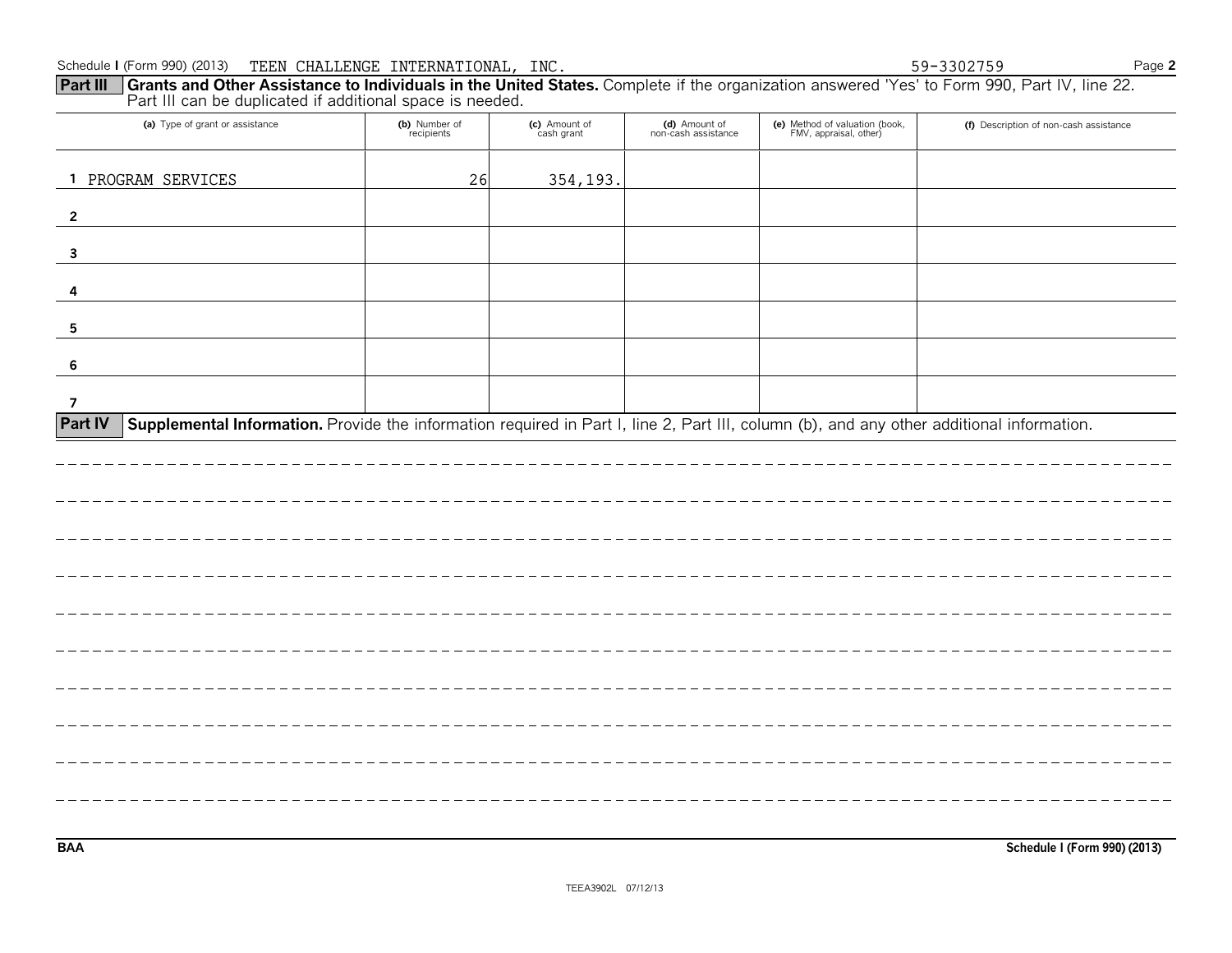Schedule I (Form 990) (2013) TEEN CHALLENGE INTERNATIONAL, INC. 59-3302759

**Part III** **Grants and Other Assistance to Individuals in the United States.** Complete if the organization answered 'Yes' to Form 990, Part IV, line 22. Part III can be duplicated if additional space is needed.

| (a) Type of grant or assistance | (b) Number of recipients | (c) Amount of cash grant | (d) Amount of non-cash assistance | (e) Method of valuation (book, FMV, appraisal, other) | (f) Description of non-cash assistance |
|---|---|---|---|---|---|
| 1 PROGRAM SERVICES | 26 | 354,193. | | | |
| 2 | | | | | |
| 3 | | | | | |
| 4 | | | | | |
| 5 | | | | | |
| 6 | | | | | |
| 7 | | | | | |

**Part IV** **Supplemental Information.** Provide the information required in Part I, line 2, Part III, column (b), and any other additional information.

BAA Schedule I (Form 990) (2013)

TEEA3902L 07/12/13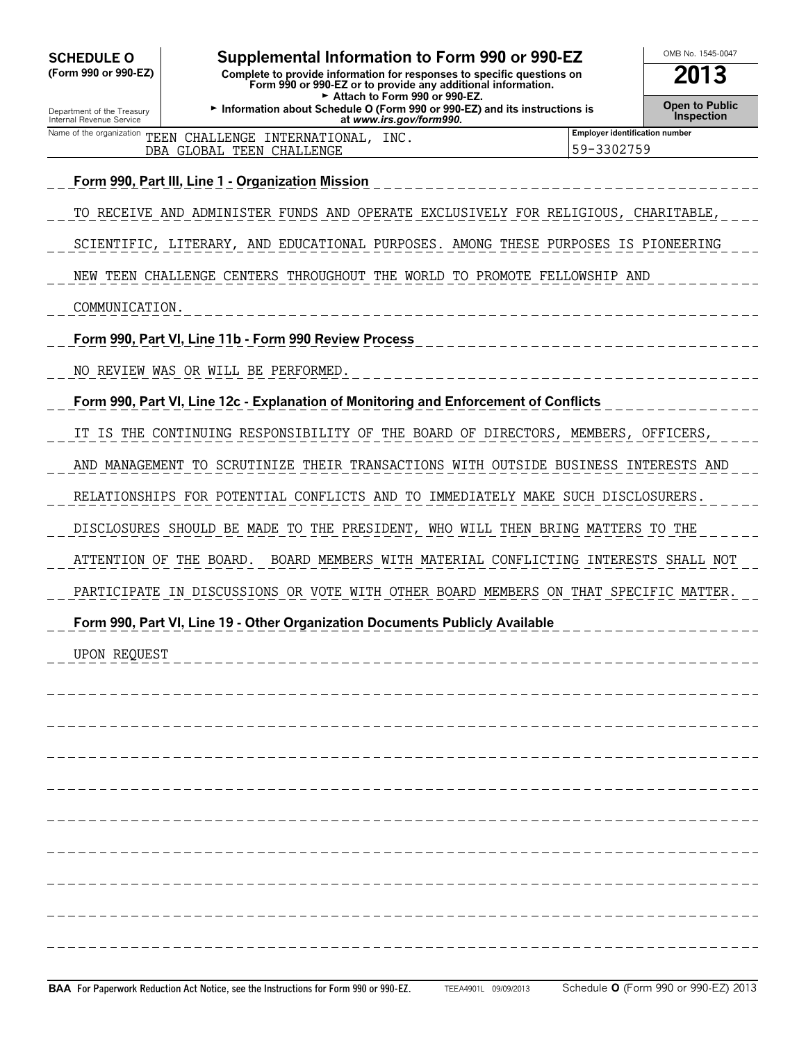**SCHEDULE O**
**(Form 990 or 990-EZ)**

Department of the Treasury
Internal Revenue Service

# Supplemental Information to Form 990 or 990-EZ

**Complete to provide information for responses to specific questions on Form 990 or 990-EZ or to provide any additional information.**
► **Attach to Form 990 or 990-EZ.**
► **Information about Schedule O (Form 990 or 990-EZ) and its instructions is at *www.irs.gov/form990*.**

OMB No. 1545-0047

**2013**

**Open to Public Inspection**

| Name of the organization | Employer identification number |
|---|---|
| TEEN CHALLENGE INTERNATIONAL, INC. DBA GLOBAL TEEN CHALLENGE | 59-3302759 |

**Form 990, Part III, Line 1 - Organization Mission**

TO RECEIVE AND ADMINISTER FUNDS AND OPERATE EXCLUSIVELY FOR RELIGIOUS, CHARITABLE, SCIENTIFIC, LITERARY, AND EDUCATIONAL PURPOSES. AMONG THESE PURPOSES IS PIONEERING NEW TEEN CHALLENGE CENTERS THROUGHOUT THE WORLD TO PROMOTE FELLOWSHIP AND COMMUNICATION.

**Form 990, Part VI, Line 11b - Form 990 Review Process**

NO REVIEW WAS OR WILL BE PERFORMED.

**Form 990, Part VI, Line 12c - Explanation of Monitoring and Enforcement of Conflicts**

IT IS THE CONTINUING RESPONSIBILITY OF THE BOARD OF DIRECTORS, MEMBERS, OFFICERS, AND MANAGEMENT TO SCRUTINIZE THEIR TRANSACTIONS WITH OUTSIDE BUSINESS INTERESTS AND RELATIONSHIPS FOR POTENTIAL CONFLICTS AND TO IMMEDIATELY MAKE SUCH DISCLOSURERS. DISCLOSURES SHOULD BE MADE TO THE PRESIDENT, WHO WILL THEN BRING MATTERS TO THE ATTENTION OF THE BOARD. BOARD MEMBERS WITH MATERIAL CONFLICTING INTERESTS SHALL NOT PARTICIPATE IN DISCUSSIONS OR VOTE WITH OTHER BOARD MEMBERS ON THAT SPECIFIC MATTER.

**Form 990, Part VI, Line 19 - Other Organization Documents Publicly Available**

UPON REQUEST

**BAA For Paperwork Reduction Act Notice, see the Instructions for Form 990 or 990-EZ.** TEEA4901L 09/09/2013 Schedule **O** (Form 990 or 990-EZ) 2013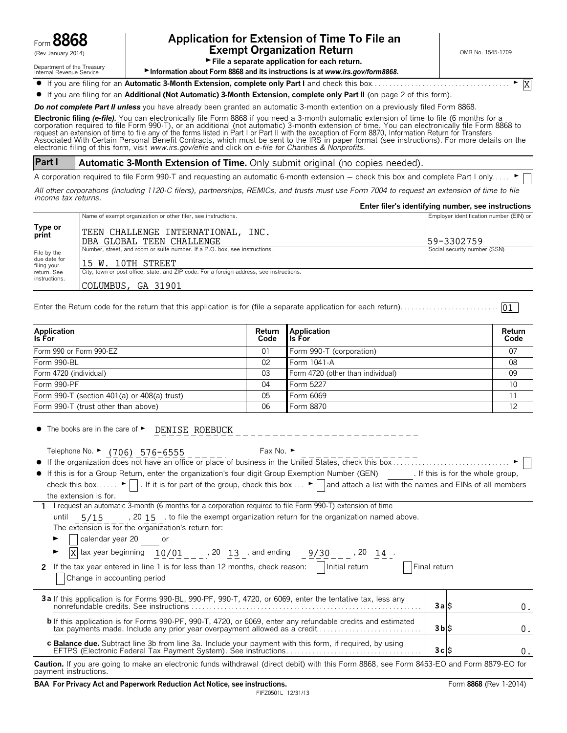Form **8868** (Rev January 2014)

Department of the Treasury Internal Revenue Service

# Application for Extension of Time To File an Exempt Organization Return

► File a separate application for each return.

► Information about Form 8868 and its instructions is at *www.irs.gov/form8868.*

OMB No. 1545-1709

- If you are filing for an **Automatic 3-Month Extension, complete only Part I** and check this box . . . ► [X]
- If you are filing for an **Additional (Not Automatic) 3-Month Extension, complete only Part II** (on page 2 of this form).

***Do not complete Part II unless*** you have already been granted an automatic 3-month extention on a previously filed Form 8868.

**Electronic filing *(e-file).*** You can electronically file Form 8868 if you need a 3-month automatic extension of time to file (6 months for a corporation required to file Form 990-T), or an additional (not automatic) 3-month extension of time. You can electronically file Form 8868 to request an extension of time to file any of the forms listed in Part I or Part II with the exception of Form 8870, Information Return for Transfers Associated With Certain Personal Benefit Contracts, which must be sent to the IRS in paper format (see instructions). For more details on the electronic filing of this form, visit *www.irs.gov/efile* and click on *e-file for Charities & Nonprofits.*

## Part I — Automatic 3-Month Extension of Time. Only submit original (no copies needed).

A corporation required to file Form 990-T and requesting an automatic 6-month extension — check this box and complete Part I only . . . . ► [ ]

*All other corporations (including 1120-C filers), partnerships, REMICs, and trusts must use Form 7004 to request an extension of time to file income tax returns.*

**Enter filer's identifying number, see instructions**

| | | |
|---|---|---|
| **Type or print** | Name of exempt organization or other filer, see instructions.<br>TEEN CHALLENGE INTERNATIONAL, INC.<br>DBA GLOBAL TEEN CHALLENGE | Employer identification number (EIN) or<br>59-3302759 |
| File by the due date for filing your return. See instructions. | Number, street, and room or suite number. If a P.O. box, see instructions.<br>15 W. 10TH STREET | Social security number (SSN) |
| | City, town or post office, state, and ZIP code. For a foreign address, see instructions.<br>COLUMBUS, GA 31901 | |

Enter the Return code for the return that this application is for (file a separate application for each return) . . . . 01

| Application Is For | Return Code | Application Is For | Return Code |
|---|---|---|---|
| Form 990 or Form 990-EZ | 01 | Form 990-T (corporation) | 07 |
| Form 990-BL | 02 | Form 1041-A | 08 |
| Form 4720 (individual) | 03 | Form 4720 (other than individual) | 09 |
| Form 990-PF | 04 | Form 5227 | 10 |
| Form 990-T (section 401(a) or 408(a) trust) | 05 | Form 6069 | 11 |
| Form 990-T (trust other than above) | 06 | Form 8870 | 12 |

- The books are in the care of ► DENISE ROEBUCK

  Telephone No. ► (706) 576-6555   Fax No. ►

- If the organization does not have an office or place of business in the United States, check this box . . . . ► [ ]
- If this is for a Group Return, enter the organization's four digit Group Exemption Number (GEN) ______. If this is for the whole group, check this box . . . . ► [ ]. If it is for part of the group, check this box . . . ► [ ] and attach a list with the names and EINs of all members the extension is for.

**1** I request an automatic 3-month (6 months for a corporation required to file Form 990-T) extension of time until 5/15, 20 15, to file the exempt organization return for the organization named above. The extension is for the organization's return for:

► [ ] calendar year 20 ____ or

► [X] tax year beginning 10/01, 20 13, and ending 9/30, 20 14.

**2** If the tax year entered in line 1 is for less than 12 months, check reason: [ ] Initial return [ ] Final return [ ] Change in accounting period

| | | |
|---|---|---|
| **3a** If this application is for Forms 990-BL, 990-PF, 990-T, 4720, or 6069, enter the tentative tax, less any nonrefundable credits. See instructions . . . . | **3a** | $ 0. |
| **b** If this application is for Forms 990-PF, 990-T, 4720, or 6069, enter any refundable credits and estimated tax payments made. Include any prior year overpayment allowed as a credit . . . . | **3b** | $ 0. |
| **c Balance due.** Subtract line 3b from line 3a. Include your payment with this form, if required, by using EFTPS (Electronic Federal Tax Payment System). See instructions . . . . | **3c** | $ 0. |

**Caution.** If you are going to make an electronic funds withdrawal (direct debit) with this Form 8868, see Form 8453-EO and Form 8879-EO for payment instructions.

**BAA For Privacy Act and Paperwork Reduction Act Notice, see instructions.** Form **8868** (Rev 1-2014)

FIFZ0501L 12/31/13